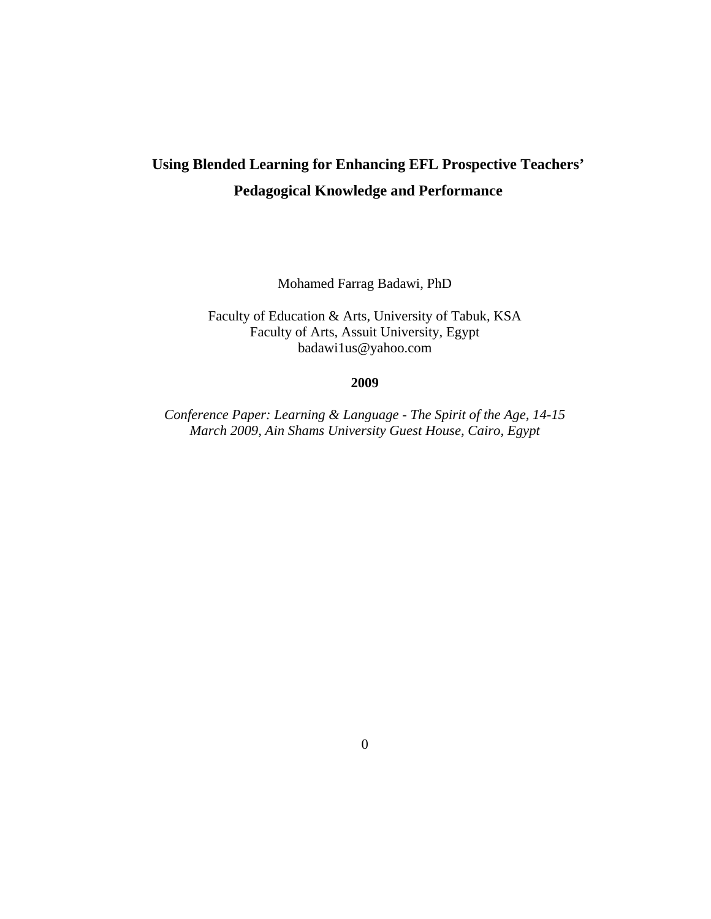# Using Blended Learning for Enhancing EFL Prospective Teachers' Pedagogical Knowledge and Performance

Mohamed Farrag Badawi, PhD

Faculty of Education & Arts, University of Tabuk, KSA
Faculty of Arts, Assuit University, Egypt
badawi1us@yahoo.com

**2009**

*Conference Paper: Learning & Language - The Spirit of the Age, 14-15 March 2009, Ain Shams University Guest House, Cairo, Egypt*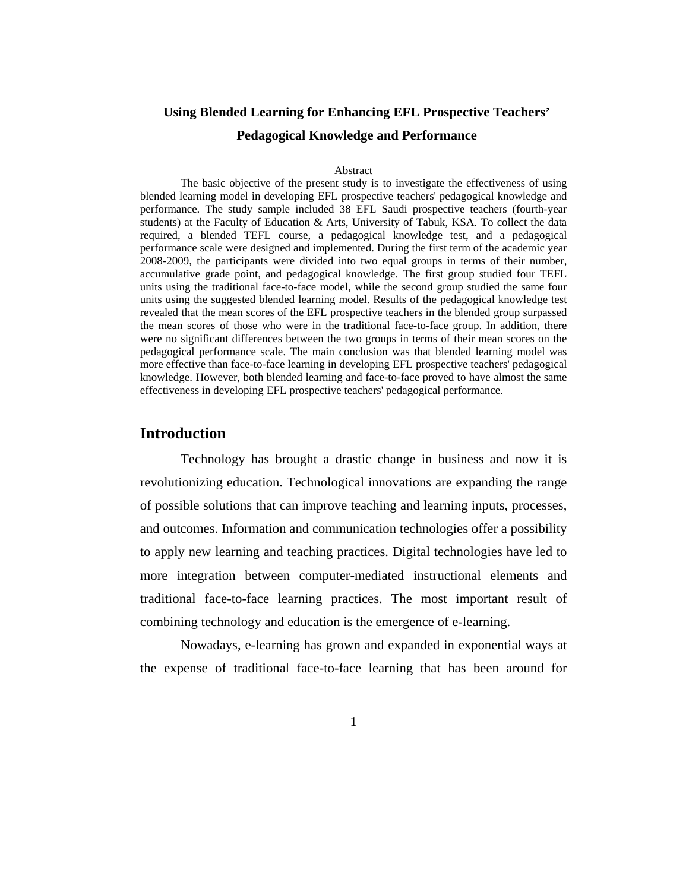# Using Blended Learning for Enhancing EFL Prospective Teachers' Pedagogical Knowledge and Performance

## Abstract

The basic objective of the present study is to investigate the effectiveness of using blended learning model in developing EFL prospective teachers' pedagogical knowledge and performance. The study sample included 38 EFL Saudi prospective teachers (fourth-year students) at the Faculty of Education & Arts, University of Tabuk, KSA. To collect the data required, a blended TEFL course, a pedagogical knowledge test, and a pedagogical performance scale were designed and implemented. During the first term of the academic year 2008-2009, the participants were divided into two equal groups in terms of their number, accumulative grade point, and pedagogical knowledge. The first group studied four TEFL units using the traditional face-to-face model, while the second group studied the same four units using the suggested blended learning model. Results of the pedagogical knowledge test revealed that the mean scores of the EFL prospective teachers in the blended group surpassed the mean scores of those who were in the traditional face-to-face group. In addition, there were no significant differences between the two groups in terms of their mean scores on the pedagogical performance scale. The main conclusion was that blended learning model was more effective than face-to-face learning in developing EFL prospective teachers' pedagogical knowledge. However, both blended learning and face-to-face proved to have almost the same effectiveness in developing EFL prospective teachers' pedagogical performance.

## Introduction

Technology has brought a drastic change in business and now it is revolutionizing education. Technological innovations are expanding the range of possible solutions that can improve teaching and learning inputs, processes, and outcomes. Information and communication technologies offer a possibility to apply new learning and teaching practices. Digital technologies have led to more integration between computer-mediated instructional elements and traditional face-to-face learning practices. The most important result of combining technology and education is the emergence of e-learning.

Nowadays, e-learning has grown and expanded in exponential ways at the expense of traditional face-to-face learning that has been around for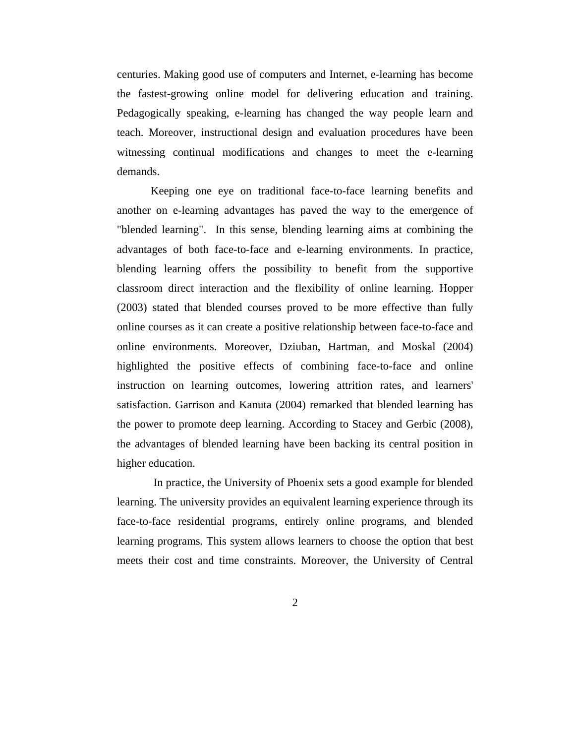centuries. Making good use of computers and Internet, e-learning has become the fastest-growing online model for delivering education and training. Pedagogically speaking, e-learning has changed the way people learn and teach. Moreover, instructional design and evaluation procedures have been witnessing continual modifications and changes to meet the e-learning demands.

Keeping one eye on traditional face-to-face learning benefits and another on e-learning advantages has paved the way to the emergence of "blended learning". In this sense, blending learning aims at combining the advantages of both face-to-face and e-learning environments. In practice, blending learning offers the possibility to benefit from the supportive classroom direct interaction and the flexibility of online learning. Hopper (2003) stated that blended courses proved to be more effective than fully online courses as it can create a positive relationship between face-to-face and online environments. Moreover, Dziuban, Hartman, and Moskal (2004) highlighted the positive effects of combining face-to-face and online instruction on learning outcomes, lowering attrition rates, and learners' satisfaction. Garrison and Kanuta (2004) remarked that blended learning has the power to promote deep learning. According to Stacey and Gerbic (2008), the advantages of blended learning have been backing its central position in higher education.

In practice, the University of Phoenix sets a good example for blended learning. The university provides an equivalent learning experience through its face-to-face residential programs, entirely online programs, and blended learning programs. This system allows learners to choose the option that best meets their cost and time constraints. Moreover, the University of Central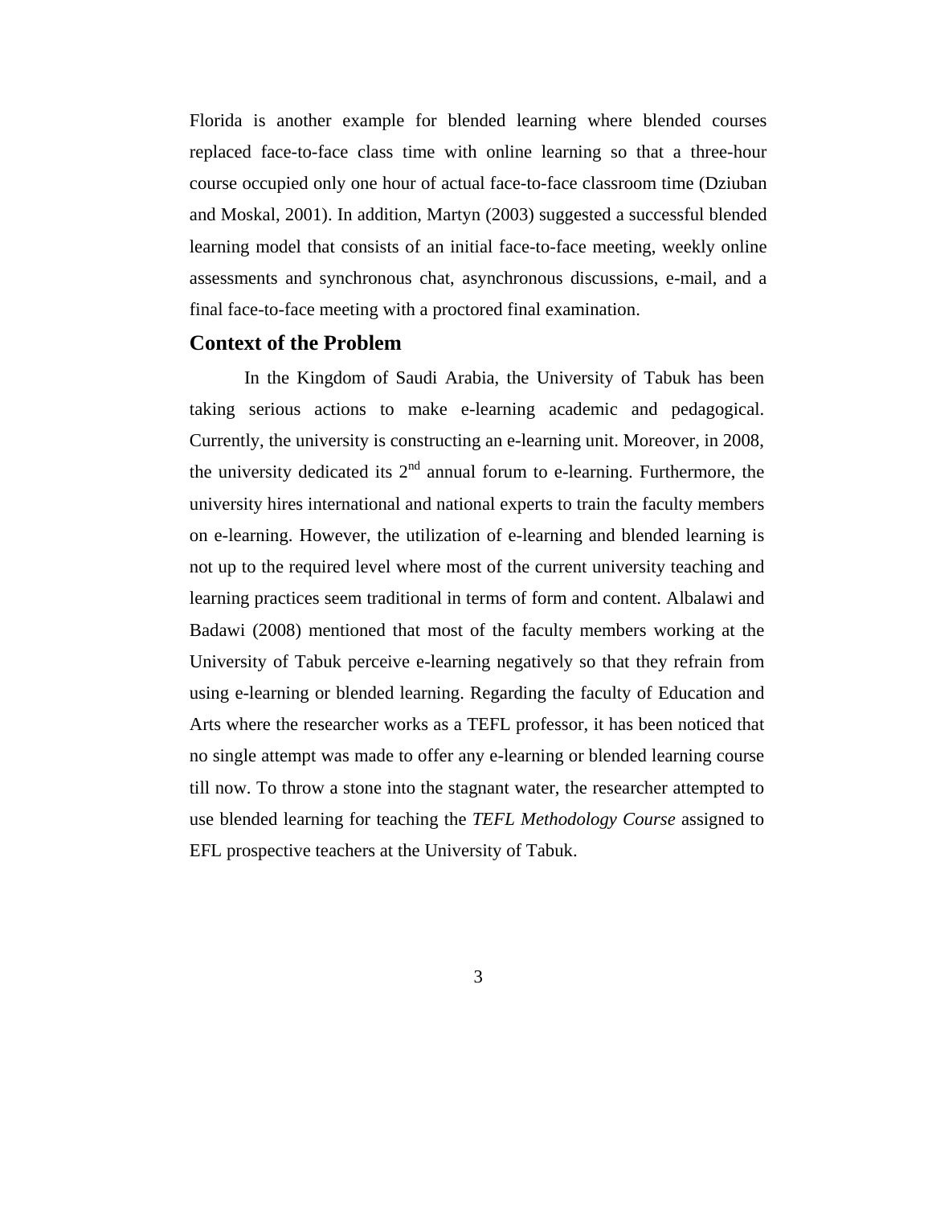Florida is another example for blended learning where blended courses replaced face-to-face class time with online learning so that a three-hour course occupied only one hour of actual face-to-face classroom time (Dziuban and Moskal, 2001). In addition, Martyn (2003) suggested a successful blended learning model that consists of an initial face-to-face meeting, weekly online assessments and synchronous chat, asynchronous discussions, e-mail, and a final face-to-face meeting with a proctored final examination.

## Context of the Problem

In the Kingdom of Saudi Arabia, the University of Tabuk has been taking serious actions to make e-learning academic and pedagogical. Currently, the university is constructing an e-learning unit. Moreover, in 2008, the university dedicated its 2nd annual forum to e-learning. Furthermore, the university hires international and national experts to train the faculty members on e-learning. However, the utilization of e-learning and blended learning is not up to the required level where most of the current university teaching and learning practices seem traditional in terms of form and content. Albalawi and Badawi (2008) mentioned that most of the faculty members working at the University of Tabuk perceive e-learning negatively so that they refrain from using e-learning or blended learning. Regarding the faculty of Education and Arts where the researcher works as a TEFL professor, it has been noticed that no single attempt was made to offer any e-learning or blended learning course till now. To throw a stone into the stagnant water, the researcher attempted to use blended learning for teaching the *TEFL Methodology Course* assigned to EFL prospective teachers at the University of Tabuk.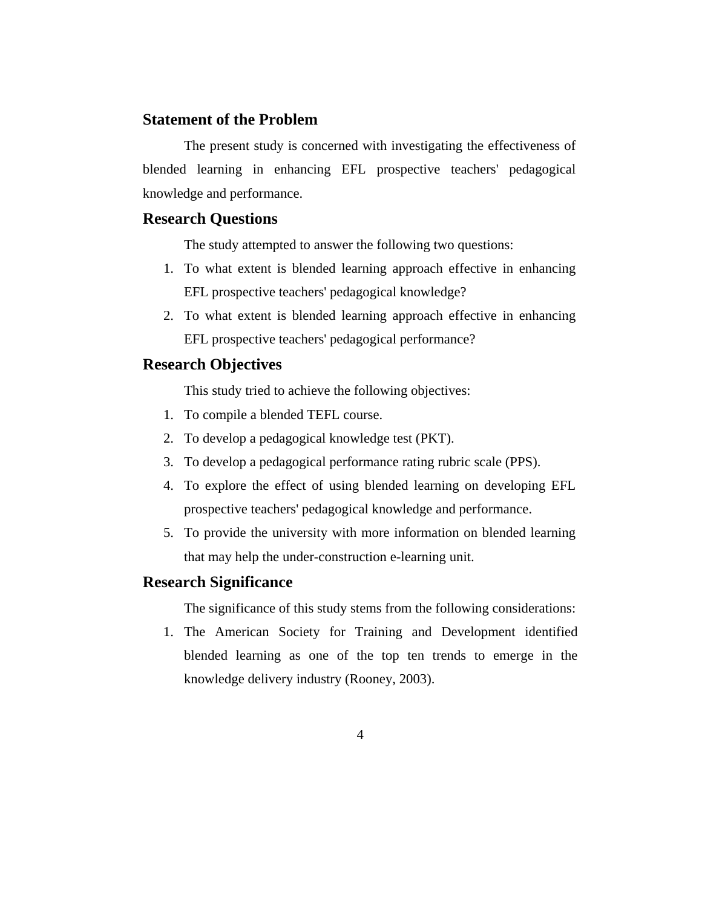## Statement of the Problem

The present study is concerned with investigating the effectiveness of blended learning in enhancing EFL prospective teachers' pedagogical knowledge and performance.

## Research Questions

The study attempted to answer the following two questions:

1. To what extent is blended learning approach effective in enhancing EFL prospective teachers' pedagogical knowledge?
2. To what extent is blended learning approach effective in enhancing EFL prospective teachers' pedagogical performance?

## Research Objectives

This study tried to achieve the following objectives:

1. To compile a blended TEFL course.
2. To develop a pedagogical knowledge test (PKT).
3. To develop a pedagogical performance rating rubric scale (PPS).
4. To explore the effect of using blended learning on developing EFL prospective teachers' pedagogical knowledge and performance.
5. To provide the university with more information on blended learning that may help the under-construction e-learning unit.

## Research Significance

The significance of this study stems from the following considerations:

1. The American Society for Training and Development identified blended learning as one of the top ten trends to emerge in the knowledge delivery industry (Rooney, 2003).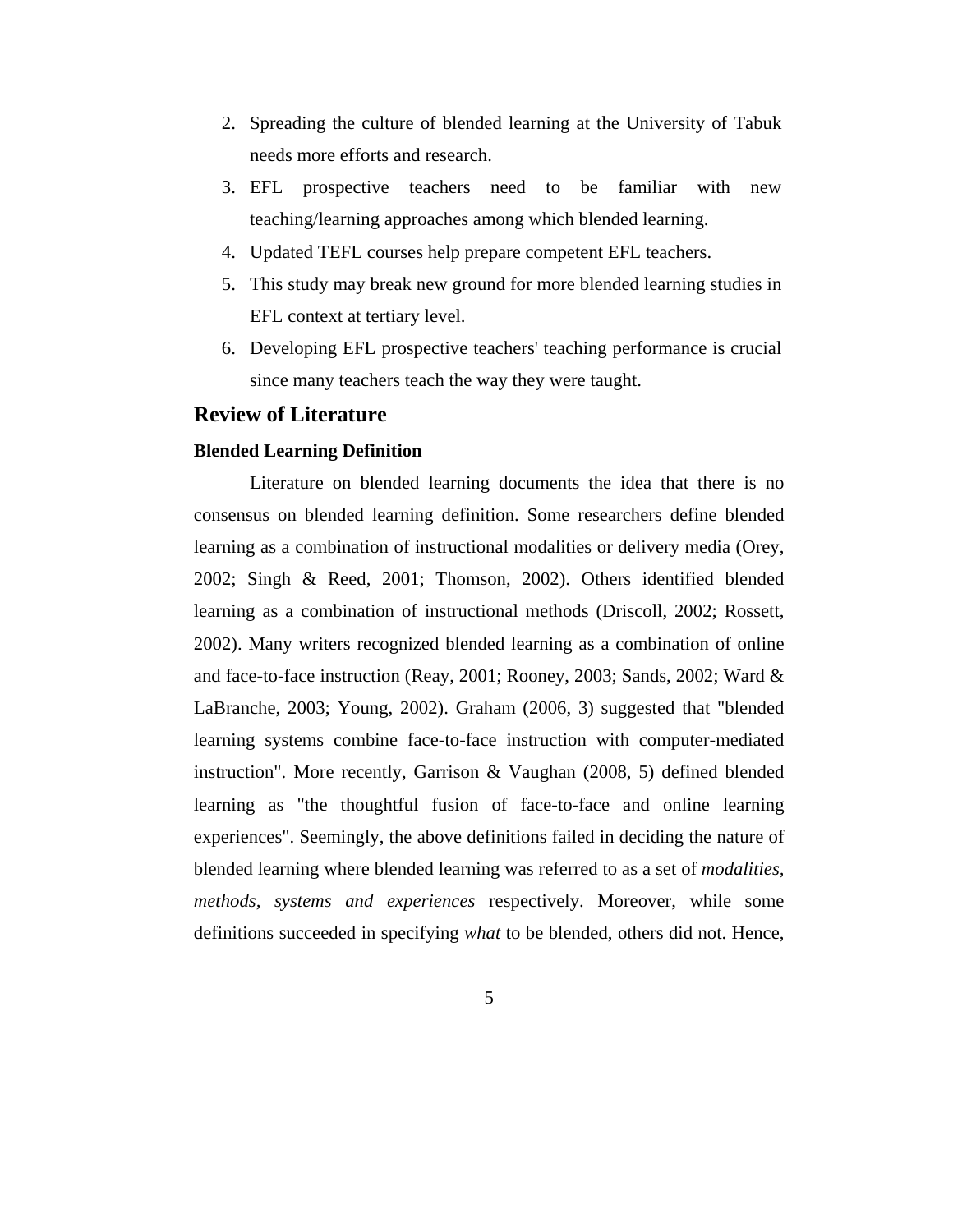2. Spreading the culture of blended learning at the University of Tabuk needs more efforts and research.
3. EFL prospective teachers need to be familiar with new teaching/learning approaches among which blended learning.
4. Updated TEFL courses help prepare competent EFL teachers.
5. This study may break new ground for more blended learning studies in EFL context at tertiary level.
6. Developing EFL prospective teachers' teaching performance is crucial since many teachers teach the way they were taught.

## Review of Literature

### Blended Learning Definition

Literature on blended learning documents the idea that there is no consensus on blended learning definition. Some researchers define blended learning as a combination of instructional modalities or delivery media (Orey, 2002; Singh & Reed, 2001; Thomson, 2002). Others identified blended learning as a combination of instructional methods (Driscoll, 2002; Rossett, 2002). Many writers recognized blended learning as a combination of online and face-to-face instruction (Reay, 2001; Rooney, 2003; Sands, 2002; Ward & LaBranche, 2003; Young, 2002). Graham (2006, 3) suggested that "blended learning systems combine face-to-face instruction with computer-mediated instruction". More recently, Garrison & Vaughan (2008, 5) defined blended learning as "the thoughtful fusion of face-to-face and online learning experiences". Seemingly, the above definitions failed in deciding the nature of blended learning where blended learning was referred to as a set of *modalities, methods, systems and experiences* respectively. Moreover, while some definitions succeeded in specifying *what* to be blended, others did not. Hence,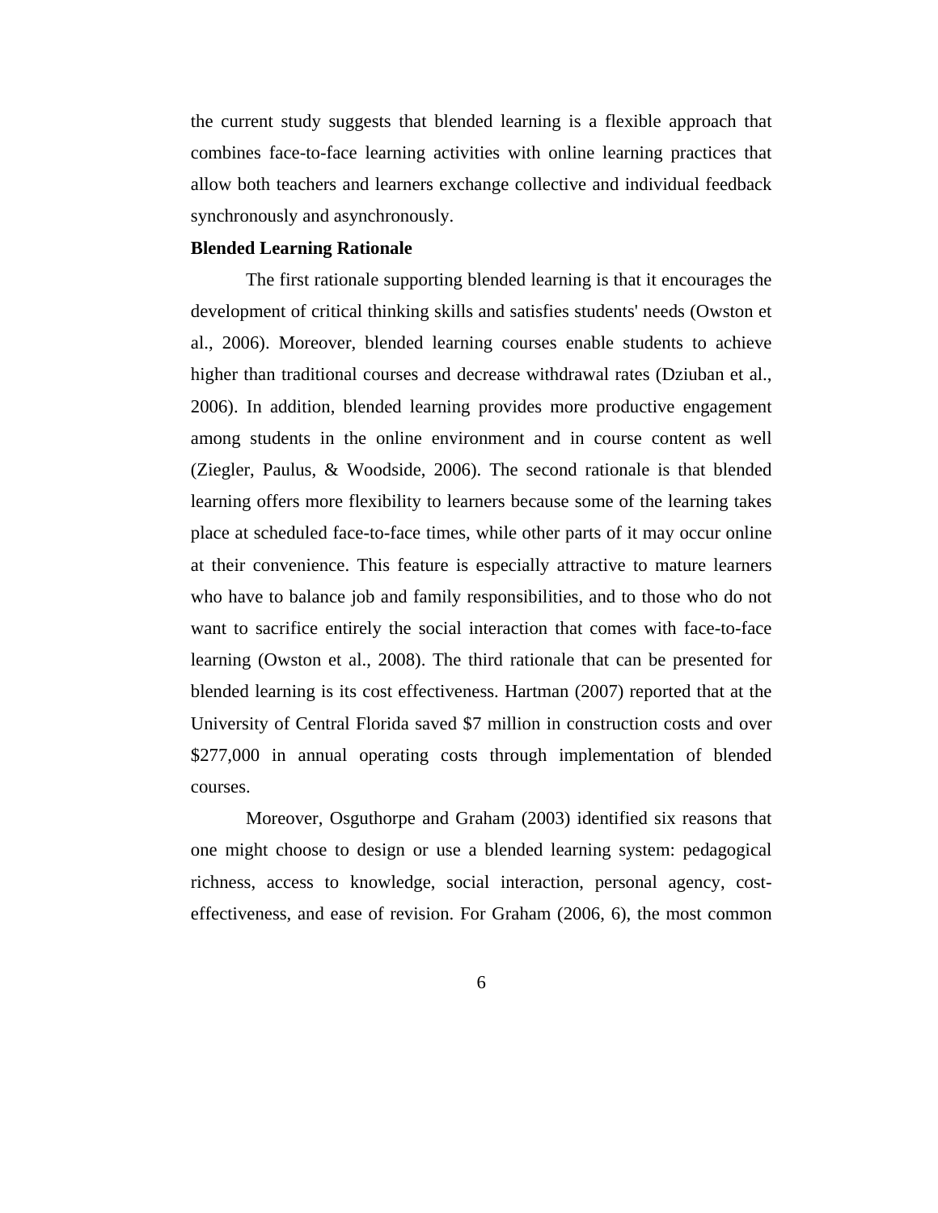the current study suggests that blended learning is a flexible approach that combines face-to-face learning activities with online learning practices that allow both teachers and learners exchange collective and individual feedback synchronously and asynchronously.

**Blended Learning Rationale**

The first rationale supporting blended learning is that it encourages the development of critical thinking skills and satisfies students' needs (Owston et al., 2006). Moreover, blended learning courses enable students to achieve higher than traditional courses and decrease withdrawal rates (Dziuban et al., 2006). In addition, blended learning provides more productive engagement among students in the online environment and in course content as well (Ziegler, Paulus, & Woodside, 2006). The second rationale is that blended learning offers more flexibility to learners because some of the learning takes place at scheduled face-to-face times, while other parts of it may occur online at their convenience. This feature is especially attractive to mature learners who have to balance job and family responsibilities, and to those who do not want to sacrifice entirely the social interaction that comes with face-to-face learning (Owston et al., 2008). The third rationale that can be presented for blended learning is its cost effectiveness. Hartman (2007) reported that at the University of Central Florida saved $7 million in construction costs and over $277,000 in annual operating costs through implementation of blended courses.

Moreover, Osguthorpe and Graham (2003) identified six reasons that one might choose to design or use a blended learning system: pedagogical richness, access to knowledge, social interaction, personal agency, cost-effectiveness, and ease of revision. For Graham (2006, 6), the most common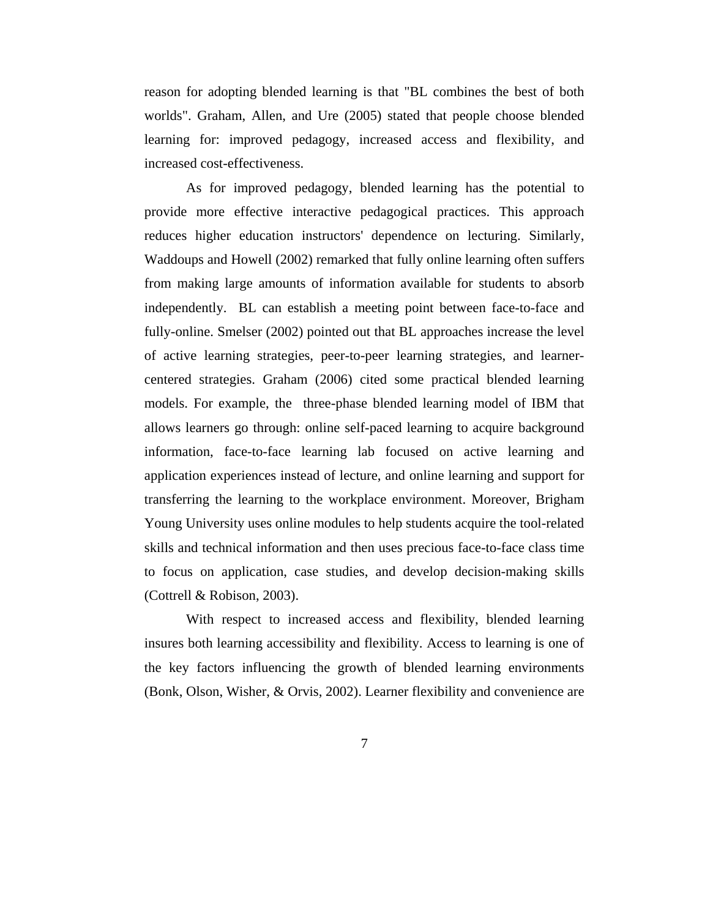reason for adopting blended learning is that "BL combines the best of both worlds". Graham, Allen, and Ure (2005) stated that people choose blended learning for: improved pedagogy, increased access and flexibility, and increased cost-effectiveness.

As for improved pedagogy, blended learning has the potential to provide more effective interactive pedagogical practices. This approach reduces higher education instructors' dependence on lecturing. Similarly, Waddoups and Howell (2002) remarked that fully online learning often suffers from making large amounts of information available for students to absorb independently. BL can establish a meeting point between face-to-face and fully-online. Smelser (2002) pointed out that BL approaches increase the level of active learning strategies, peer-to-peer learning strategies, and learner-centered strategies. Graham (2006) cited some practical blended learning models. For example, the three-phase blended learning model of IBM that allows learners go through: online self-paced learning to acquire background information, face-to-face learning lab focused on active learning and application experiences instead of lecture, and online learning and support for transferring the learning to the workplace environment. Moreover, Brigham Young University uses online modules to help students acquire the tool-related skills and technical information and then uses precious face-to-face class time to focus on application, case studies, and develop decision-making skills (Cottrell & Robison, 2003).

With respect to increased access and flexibility, blended learning insures both learning accessibility and flexibility. Access to learning is one of the key factors influencing the growth of blended learning environments (Bonk, Olson, Wisher, & Orvis, 2002). Learner flexibility and convenience are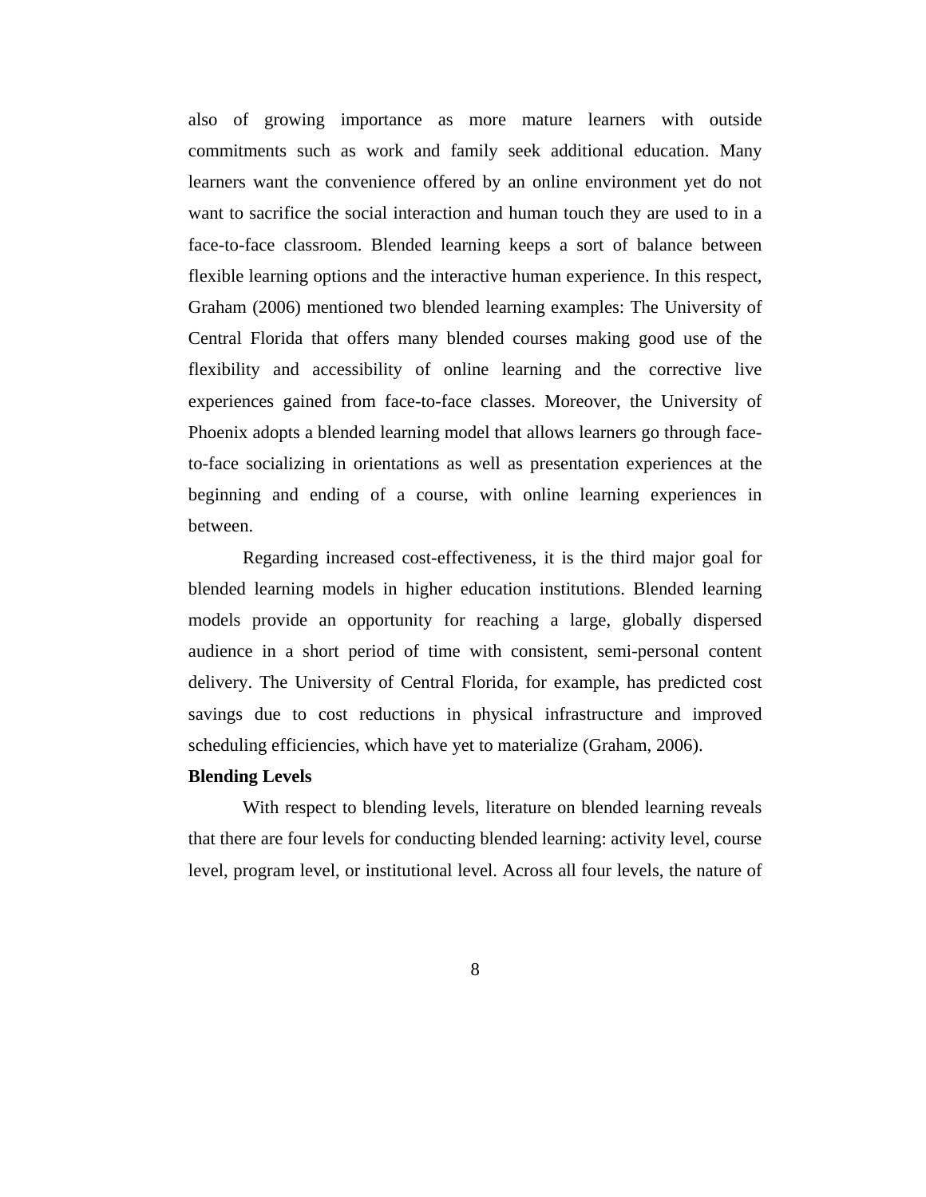also of growing importance as more mature learners with outside commitments such as work and family seek additional education. Many learners want the convenience offered by an online environment yet do not want to sacrifice the social interaction and human touch they are used to in a face-to-face classroom. Blended learning keeps a sort of balance between flexible learning options and the interactive human experience. In this respect, Graham (2006) mentioned two blended learning examples: The University of Central Florida that offers many blended courses making good use of the flexibility and accessibility of online learning and the corrective live experiences gained from face-to-face classes. Moreover, the University of Phoenix adopts a blended learning model that allows learners go through face-to-face socializing in orientations as well as presentation experiences at the beginning and ending of a course, with online learning experiences in between.

Regarding increased cost-effectiveness, it is the third major goal for blended learning models in higher education institutions. Blended learning models provide an opportunity for reaching a large, globally dispersed audience in a short period of time with consistent, semi-personal content delivery. The University of Central Florida, for example, has predicted cost savings due to cost reductions in physical infrastructure and improved scheduling efficiencies, which have yet to materialize (Graham, 2006).

**Blending Levels**

With respect to blending levels, literature on blended learning reveals that there are four levels for conducting blended learning: activity level, course level, program level, or institutional level. Across all four levels, the nature of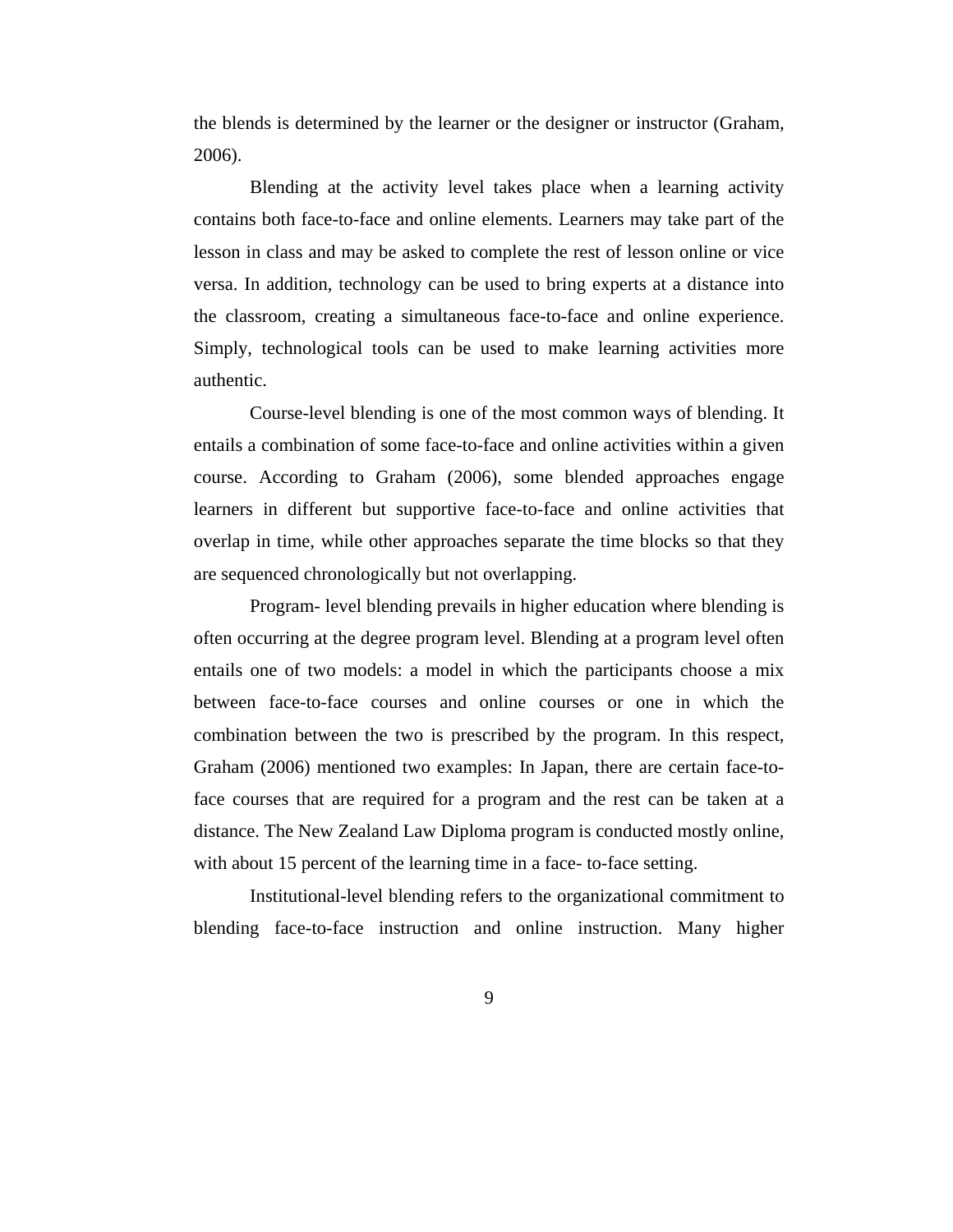the blends is determined by the learner or the designer or instructor (Graham, 2006).

Blending at the activity level takes place when a learning activity contains both face-to-face and online elements. Learners may take part of the lesson in class and may be asked to complete the rest of lesson online or vice versa. In addition, technology can be used to bring experts at a distance into the classroom, creating a simultaneous face-to-face and online experience. Simply, technological tools can be used to make learning activities more authentic.

Course-level blending is one of the most common ways of blending. It entails a combination of some face-to-face and online activities within a given course. According to Graham (2006), some blended approaches engage learners in different but supportive face-to-face and online activities that overlap in time, while other approaches separate the time blocks so that they are sequenced chronologically but not overlapping.

Program- level blending prevails in higher education where blending is often occurring at the degree program level. Blending at a program level often entails one of two models: a model in which the participants choose a mix between face-to-face courses and online courses or one in which the combination between the two is prescribed by the program. In this respect, Graham (2006) mentioned two examples: In Japan, there are certain face-to-face courses that are required for a program and the rest can be taken at a distance. The New Zealand Law Diploma program is conducted mostly online, with about 15 percent of the learning time in a face- to-face setting.

Institutional-level blending refers to the organizational commitment to blending face-to-face instruction and online instruction. Many higher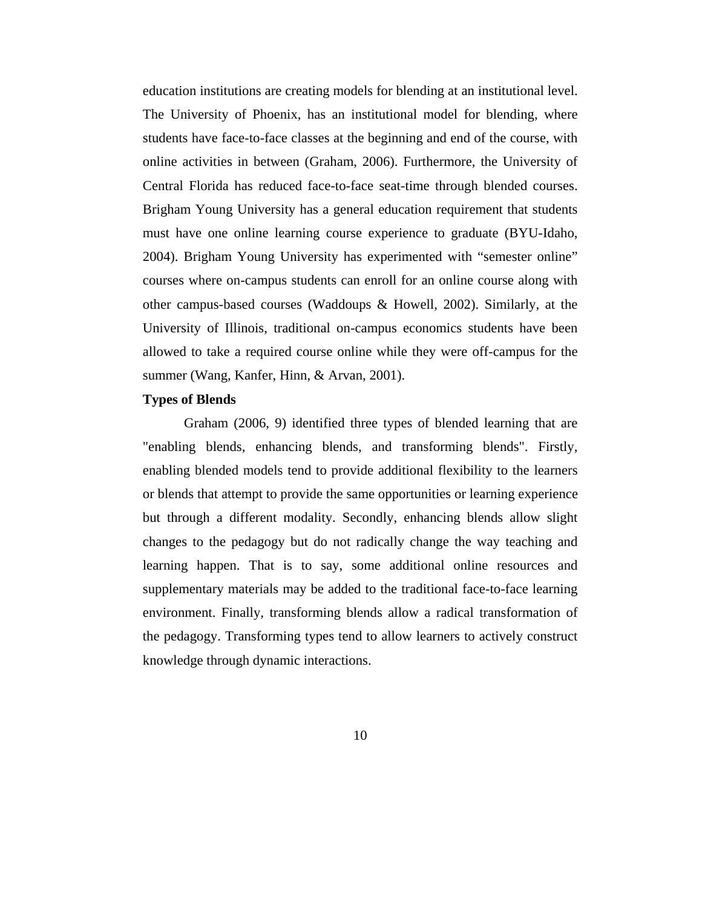education institutions are creating models for blending at an institutional level. The University of Phoenix, has an institutional model for blending, where students have face-to-face classes at the beginning and end of the course, with online activities in between (Graham, 2006). Furthermore, the University of Central Florida has reduced face-to-face seat-time through blended courses. Brigham Young University has a general education requirement that students must have one online learning course experience to graduate (BYU-Idaho, 2004). Brigham Young University has experimented with “semester online” courses where on-campus students can enroll for an online course along with other campus-based courses (Waddoups & Howell, 2002). Similarly, at the University of Illinois, traditional on-campus economics students have been allowed to take a required course online while they were off-campus for the summer (Wang, Kanfer, Hinn, & Arvan, 2001).

**Types of Blends**

Graham (2006, 9) identified three types of blended learning that are "enabling blends, enhancing blends, and transforming blends". Firstly, enabling blended models tend to provide additional flexibility to the learners or blends that attempt to provide the same opportunities or learning experience but through a different modality. Secondly, enhancing blends allow slight changes to the pedagogy but do not radically change the way teaching and learning happen. That is to say, some additional online resources and supplementary materials may be added to the traditional face-to-face learning environment. Finally, transforming blends allow a radical transformation of the pedagogy. Transforming types tend to allow learners to actively construct knowledge through dynamic interactions.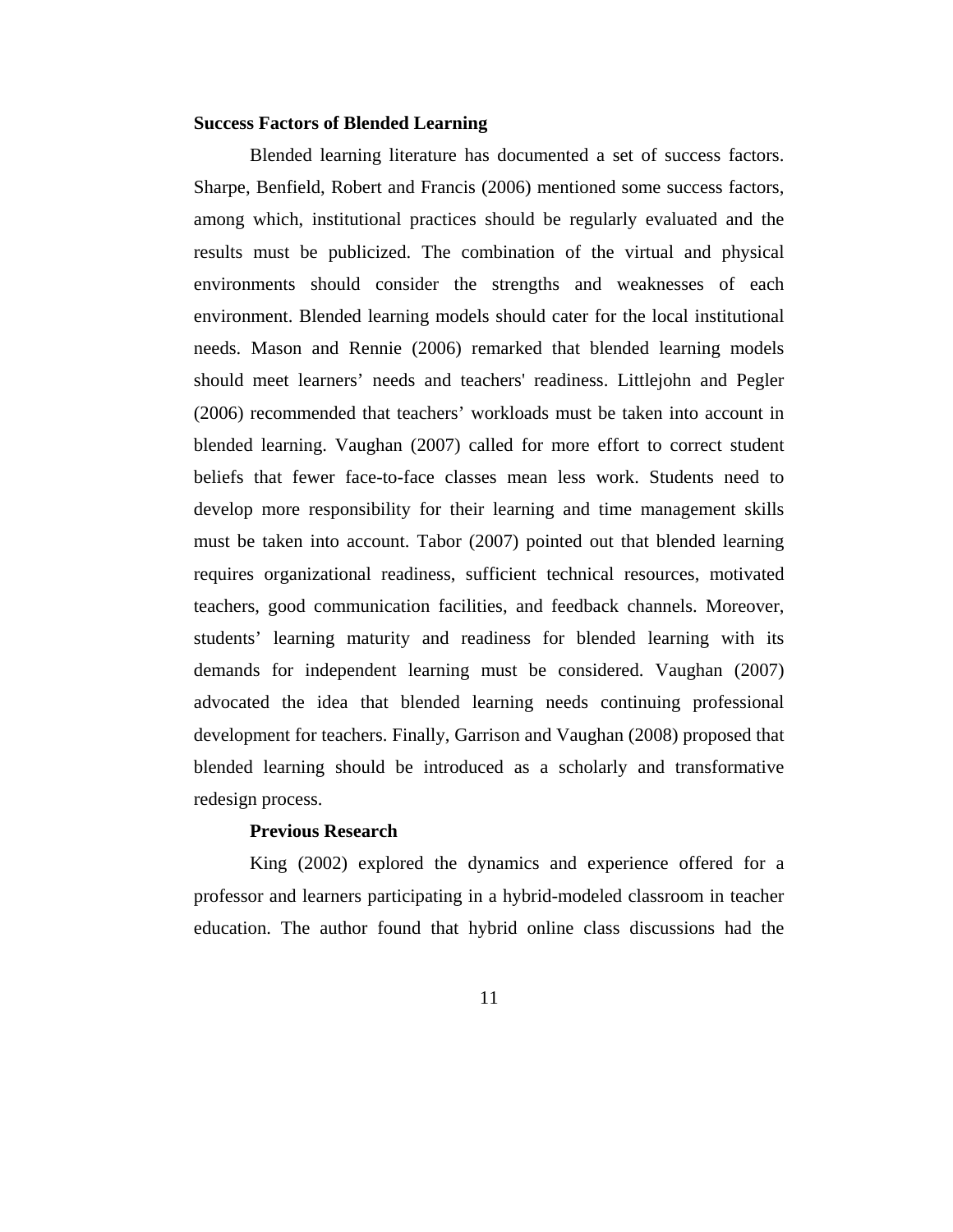## Success Factors of Blended Learning

Blended learning literature has documented a set of success factors. Sharpe, Benfield, Robert and Francis (2006) mentioned some success factors, among which, institutional practices should be regularly evaluated and the results must be publicized. The combination of the virtual and physical environments should consider the strengths and weaknesses of each environment. Blended learning models should cater for the local institutional needs. Mason and Rennie (2006) remarked that blended learning models should meet learners' needs and teachers' readiness. Littlejohn and Pegler (2006) recommended that teachers' workloads must be taken into account in blended learning. Vaughan (2007) called for more effort to correct student beliefs that fewer face-to-face classes mean less work. Students need to develop more responsibility for their learning and time management skills must be taken into account. Tabor (2007) pointed out that blended learning requires organizational readiness, sufficient technical resources, motivated teachers, good communication facilities, and feedback channels. Moreover, students' learning maturity and readiness for blended learning with its demands for independent learning must be considered. Vaughan (2007) advocated the idea that blended learning needs continuing professional development for teachers. Finally, Garrison and Vaughan (2008) proposed that blended learning should be introduced as a scholarly and transformative redesign process.

### Previous Research

King (2002) explored the dynamics and experience offered for a professor and learners participating in a hybrid-modeled classroom in teacher education. The author found that hybrid online class discussions had the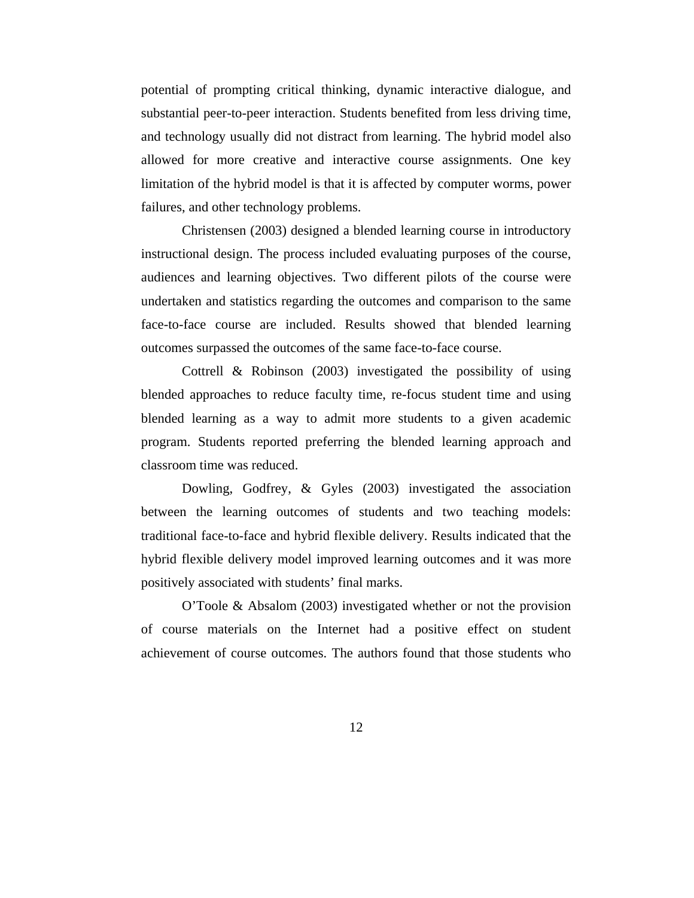potential of prompting critical thinking, dynamic interactive dialogue, and substantial peer-to-peer interaction. Students benefited from less driving time, and technology usually did not distract from learning. The hybrid model also allowed for more creative and interactive course assignments. One key limitation of the hybrid model is that it is affected by computer worms, power failures, and other technology problems.

Christensen (2003) designed a blended learning course in introductory instructional design. The process included evaluating purposes of the course, audiences and learning objectives. Two different pilots of the course were undertaken and statistics regarding the outcomes and comparison to the same face-to-face course are included. Results showed that blended learning outcomes surpassed the outcomes of the same face-to-face course.

Cottrell & Robinson (2003) investigated the possibility of using blended approaches to reduce faculty time, re-focus student time and using blended learning as a way to admit more students to a given academic program. Students reported preferring the blended learning approach and classroom time was reduced.

Dowling, Godfrey, & Gyles (2003) investigated the association between the learning outcomes of students and two teaching models: traditional face-to-face and hybrid flexible delivery. Results indicated that the hybrid flexible delivery model improved learning outcomes and it was more positively associated with students' final marks.

O'Toole & Absalom (2003) investigated whether or not the provision of course materials on the Internet had a positive effect on student achievement of course outcomes. The authors found that those students who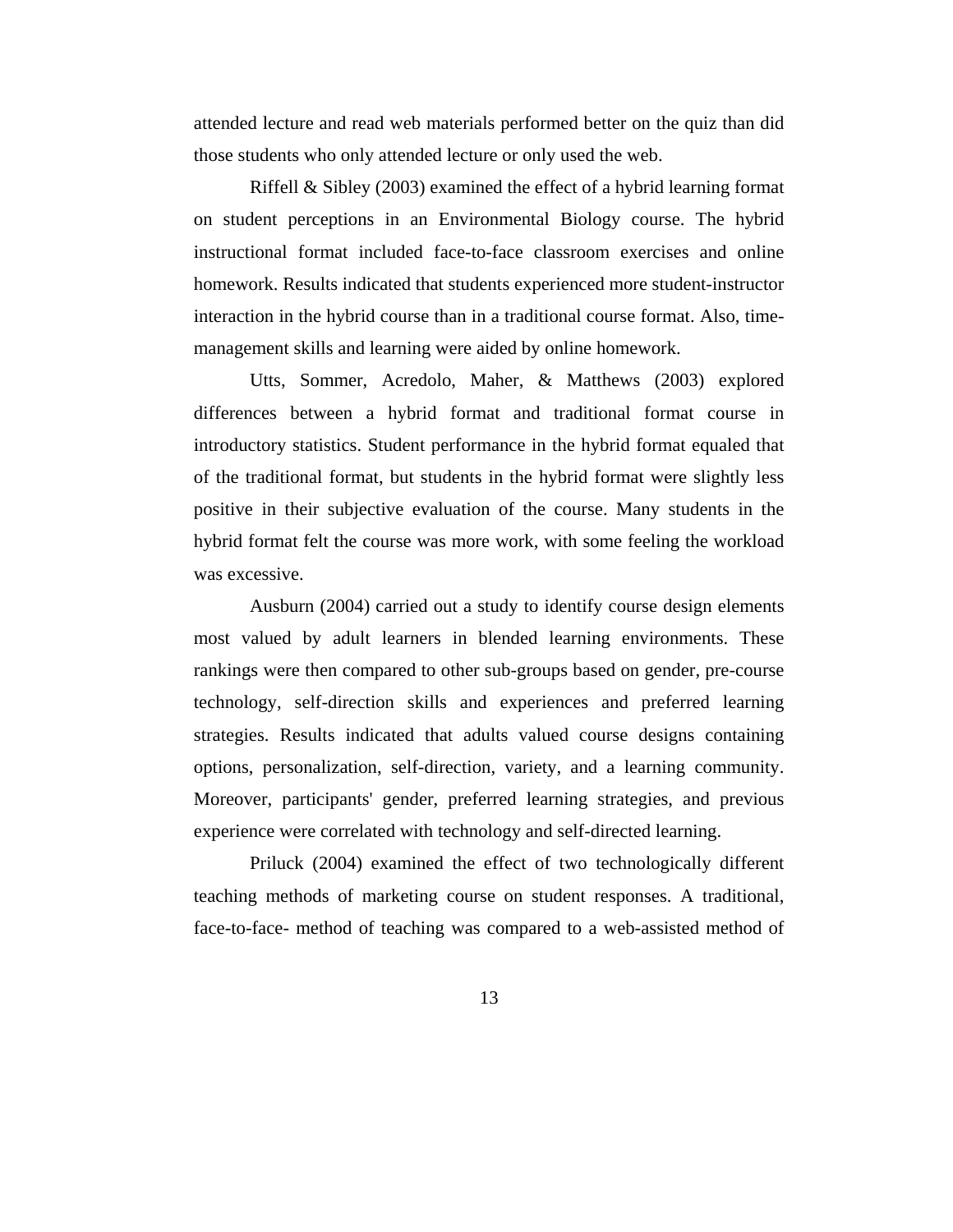attended lecture and read web materials performed better on the quiz than did those students who only attended lecture or only used the web.

Riffell & Sibley (2003) examined the effect of a hybrid learning format on student perceptions in an Environmental Biology course. The hybrid instructional format included face-to-face classroom exercises and online homework. Results indicated that students experienced more student-instructor interaction in the hybrid course than in a traditional course format. Also, time-management skills and learning were aided by online homework.

Utts, Sommer, Acredolo, Maher, & Matthews (2003) explored differences between a hybrid format and traditional format course in introductory statistics. Student performance in the hybrid format equaled that of the traditional format, but students in the hybrid format were slightly less positive in their subjective evaluation of the course. Many students in the hybrid format felt the course was more work, with some feeling the workload was excessive.

Ausburn (2004) carried out a study to identify course design elements most valued by adult learners in blended learning environments. These rankings were then compared to other sub-groups based on gender, pre-course technology, self-direction skills and experiences and preferred learning strategies. Results indicated that adults valued course designs containing options, personalization, self-direction, variety, and a learning community. Moreover, participants' gender, preferred learning strategies, and previous experience were correlated with technology and self-directed learning.

Priluck (2004) examined the effect of two technologically different teaching methods of marketing course on student responses. A traditional, face-to-face- method of teaching was compared to a web-assisted method of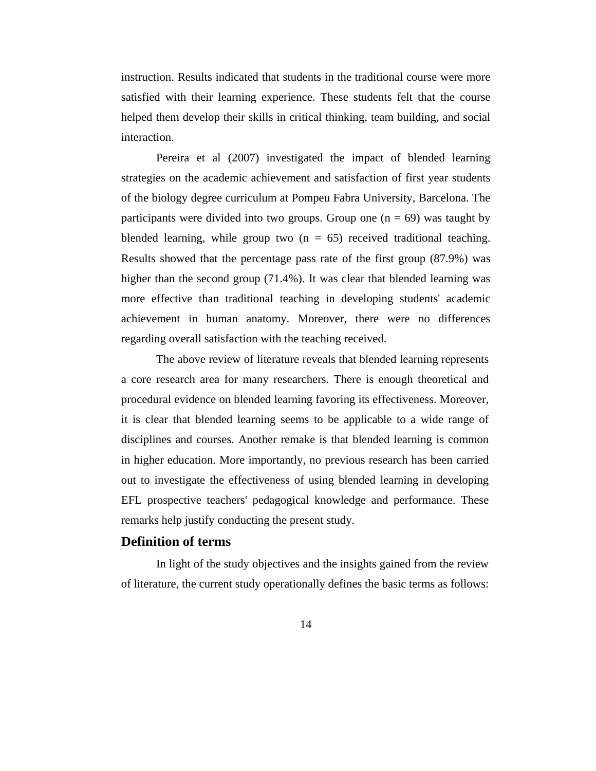instruction. Results indicated that students in the traditional course were more satisfied with their learning experience. These students felt that the course helped them develop their skills in critical thinking, team building, and social interaction.

Pereira et al (2007) investigated the impact of blended learning strategies on the academic achievement and satisfaction of first year students of the biology degree curriculum at Pompeu Fabra University, Barcelona. The participants were divided into two groups. Group one ($n = 69$) was taught by blended learning, while group two ($n = 65$) received traditional teaching. Results showed that the percentage pass rate of the first group (87.9%) was higher than the second group (71.4%). It was clear that blended learning was more effective than traditional teaching in developing students' academic achievement in human anatomy. Moreover, there were no differences regarding overall satisfaction with the teaching received.

The above review of literature reveals that blended learning represents a core research area for many researchers. There is enough theoretical and procedural evidence on blended learning favoring its effectiveness. Moreover, it is clear that blended learning seems to be applicable to a wide range of disciplines and courses. Another remake is that blended learning is common in higher education. More importantly, no previous research has been carried out to investigate the effectiveness of using blended learning in developing EFL prospective teachers' pedagogical knowledge and performance. These remarks help justify conducting the present study.

## Definition of terms

In light of the study objectives and the insights gained from the review of literature, the current study operationally defines the basic terms as follows: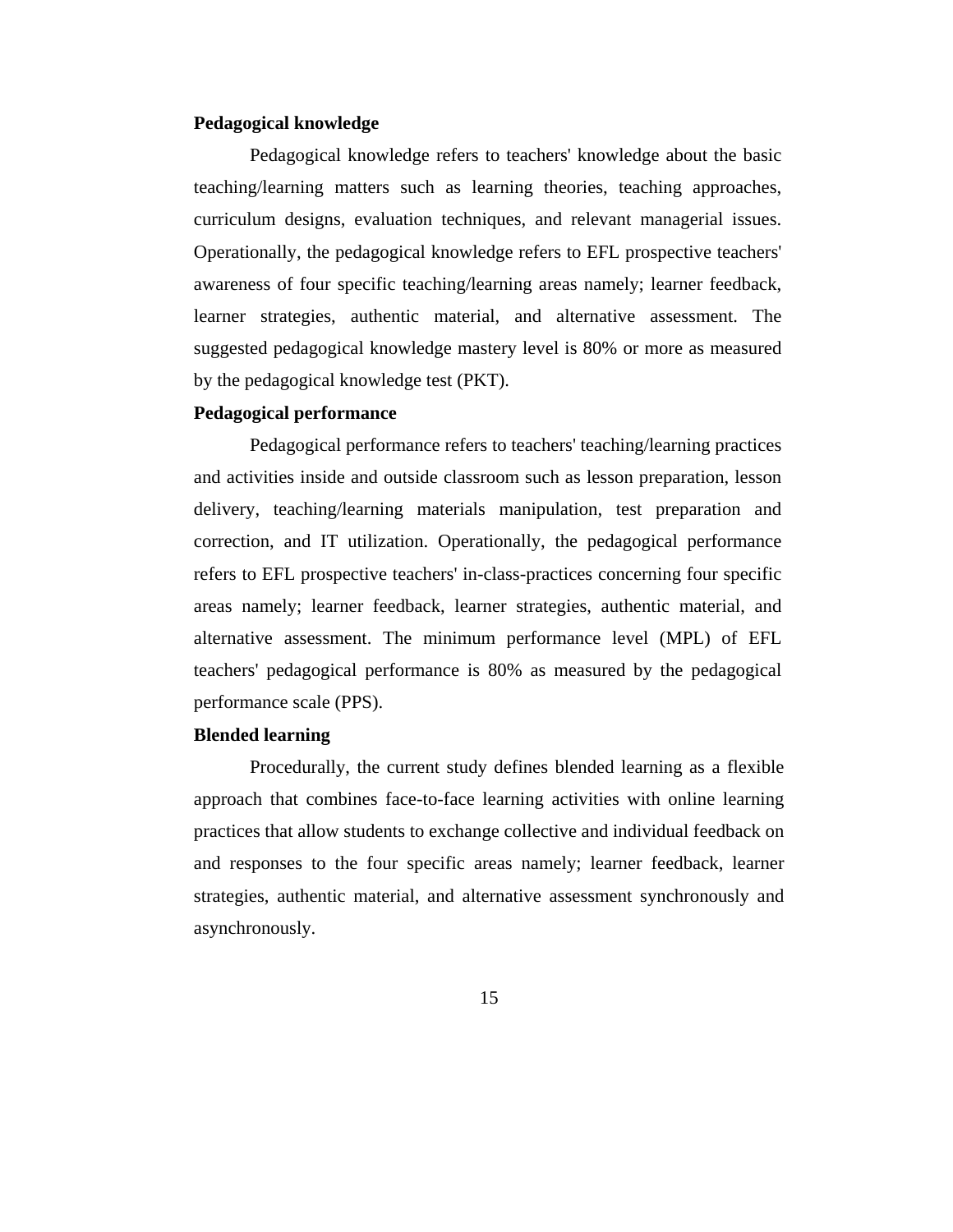**Pedagogical knowledge**

Pedagogical knowledge refers to teachers' knowledge about the basic teaching/learning matters such as learning theories, teaching approaches, curriculum designs, evaluation techniques, and relevant managerial issues. Operationally, the pedagogical knowledge refers to EFL prospective teachers' awareness of four specific teaching/learning areas namely; learner feedback, learner strategies, authentic material, and alternative assessment. The suggested pedagogical knowledge mastery level is 80% or more as measured by the pedagogical knowledge test (PKT).

**Pedagogical performance**

Pedagogical performance refers to teachers' teaching/learning practices and activities inside and outside classroom such as lesson preparation, lesson delivery, teaching/learning materials manipulation, test preparation and correction, and IT utilization. Operationally, the pedagogical performance refers to EFL prospective teachers' in-class-practices concerning four specific areas namely; learner feedback, learner strategies, authentic material, and alternative assessment. The minimum performance level (MPL) of EFL teachers' pedagogical performance is 80% as measured by the pedagogical performance scale (PPS).

**Blended learning**

Procedurally, the current study defines blended learning as a flexible approach that combines face-to-face learning activities with online learning practices that allow students to exchange collective and individual feedback on and responses to the four specific areas namely; learner feedback, learner strategies, authentic material, and alternative assessment synchronously and asynchronously.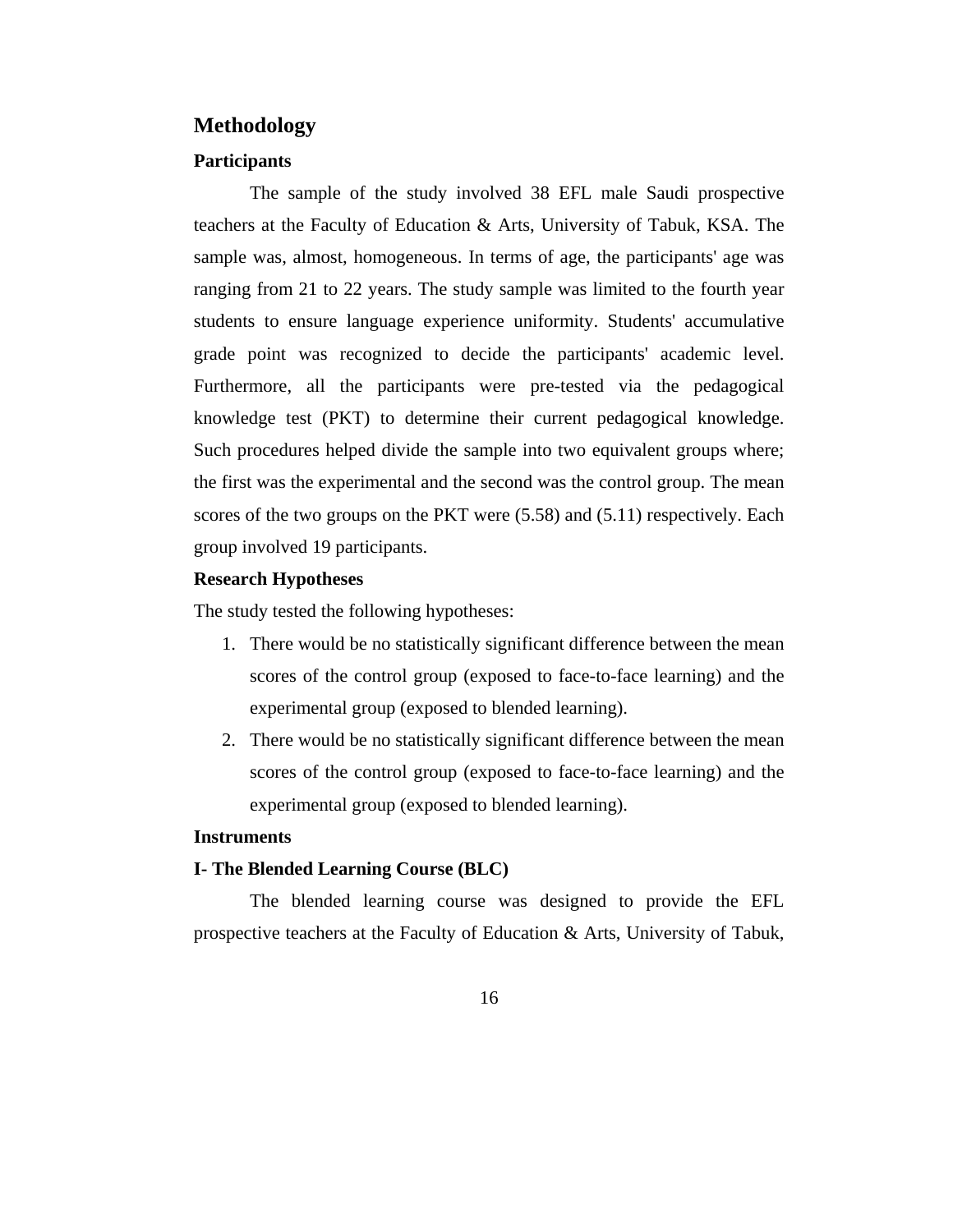## Methodology

### Participants

The sample of the study involved 38 EFL male Saudi prospective teachers at the Faculty of Education & Arts, University of Tabuk, KSA. The sample was, almost, homogeneous. In terms of age, the participants' age was ranging from 21 to 22 years. The study sample was limited to the fourth year students to ensure language experience uniformity. Students' accumulative grade point was recognized to decide the participants' academic level. Furthermore, all the participants were pre-tested via the pedagogical knowledge test (PKT) to determine their current pedagogical knowledge. Such procedures helped divide the sample into two equivalent groups where; the first was the experimental and the second was the control group. The mean scores of the two groups on the PKT were (5.58) and (5.11) respectively. Each group involved 19 participants.

### Research Hypotheses

The study tested the following hypotheses:

1. There would be no statistically significant difference between the mean scores of the control group (exposed to face-to-face learning) and the experimental group (exposed to blended learning).
2. There would be no statistically significant difference between the mean scores of the control group (exposed to face-to-face learning) and the experimental group (exposed to blended learning).

### Instruments

#### I- The Blended Learning Course (BLC)

The blended learning course was designed to provide the EFL prospective teachers at the Faculty of Education & Arts, University of Tabuk,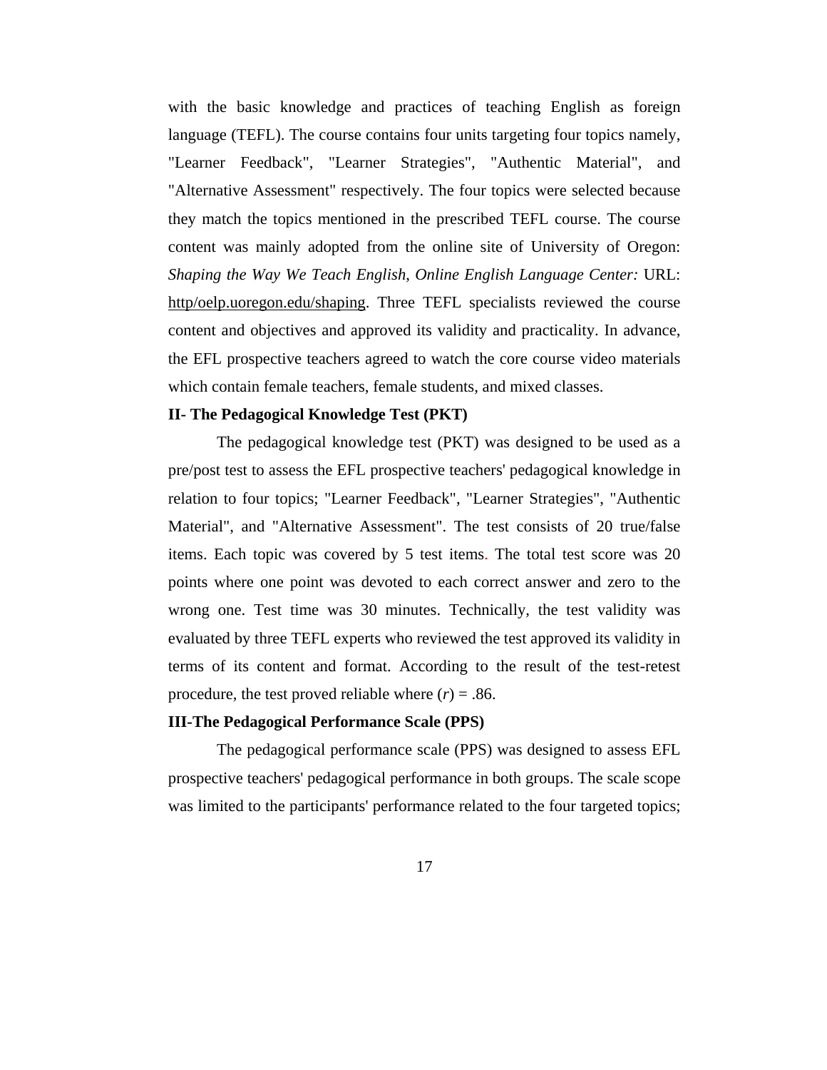with the basic knowledge and practices of teaching English as foreign language (TEFL). The course contains four units targeting four topics namely, "Learner Feedback", "Learner Strategies", "Authentic Material", and "Alternative Assessment" respectively. The four topics were selected because they match the topics mentioned in the prescribed TEFL course. The course content was mainly adopted from the online site of University of Oregon: *Shaping the Way We Teach English, Online English Language Center:* URL: http/oelp.uoregon.edu/shaping. Three TEFL specialists reviewed the course content and objectives and approved its validity and practicality. In advance, the EFL prospective teachers agreed to watch the core course video materials which contain female teachers, female students, and mixed classes.

**II- The Pedagogical Knowledge Test (PKT)**

The pedagogical knowledge test (PKT) was designed to be used as a pre/post test to assess the EFL prospective teachers' pedagogical knowledge in relation to four topics; "Learner Feedback", "Learner Strategies", "Authentic Material", and "Alternative Assessment". The test consists of 20 true/false items. Each topic was covered by 5 test items. The total test score was 20 points where one point was devoted to each correct answer and zero to the wrong one. Test time was 30 minutes. Technically, the test validity was evaluated by three TEFL experts who reviewed the test approved its validity in terms of its content and format. According to the result of the test-retest procedure, the test proved reliable where ($r$) = .86.

**III-The Pedagogical Performance Scale (PPS)**

The pedagogical performance scale (PPS) was designed to assess EFL prospective teachers' pedagogical performance in both groups. The scale scope was limited to the participants' performance related to the four targeted topics;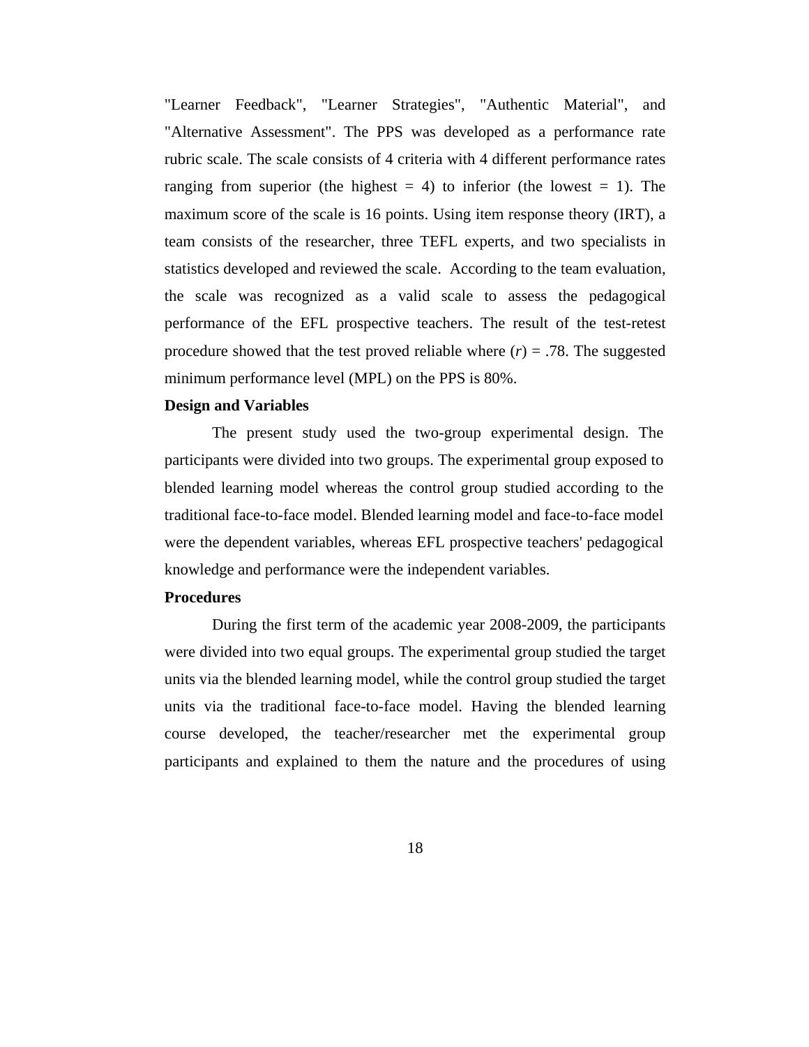"Learner Feedback", "Learner Strategies", "Authentic Material", and "Alternative Assessment". The PPS was developed as a performance rate rubric scale. The scale consists of 4 criteria with 4 different performance rates ranging from superior (the highest = 4) to inferior (the lowest = 1). The maximum score of the scale is 16 points. Using item response theory (IRT), a team consists of the researcher, three TEFL experts, and two specialists in statistics developed and reviewed the scale. According to the team evaluation, the scale was recognized as a valid scale to assess the pedagogical performance of the EFL prospective teachers. The result of the test-retest procedure showed that the test proved reliable where ($r$) = .78. The suggested minimum performance level (MPL) on the PPS is 80%.

**Design and Variables**

The present study used the two-group experimental design. The participants were divided into two groups. The experimental group exposed to blended learning model whereas the control group studied according to the traditional face-to-face model. Blended learning model and face-to-face model were the dependent variables, whereas EFL prospective teachers' pedagogical knowledge and performance were the independent variables.

**Procedures**

During the first term of the academic year 2008-2009, the participants were divided into two equal groups. The experimental group studied the target units via the blended learning model, while the control group studied the target units via the traditional face-to-face model. Having the blended learning course developed, the teacher/researcher met the experimental group participants and explained to them the nature and the procedures of using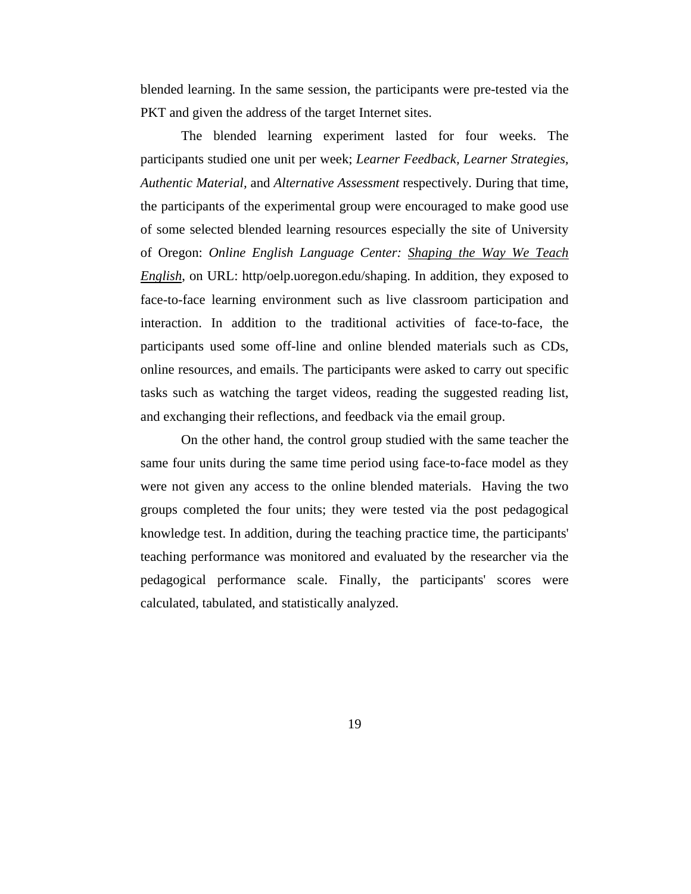blended learning. In the same session, the participants were pre-tested via the PKT and given the address of the target Internet sites.

The blended learning experiment lasted for four weeks. The participants studied one unit per week; *Learner Feedback, Learner Strategies, Authentic Material,* and *Alternative Assessment* respectively. During that time, the participants of the experimental group were encouraged to make good use of some selected blended learning resources especially the site of University of Oregon: *Online English Language Center: Shaping the Way We Teach English*, on URL: http/oelp.uoregon.edu/shaping. In addition, they exposed to face-to-face learning environment such as live classroom participation and interaction. In addition to the traditional activities of face-to-face, the participants used some off-line and online blended materials such as CDs, online resources, and emails. The participants were asked to carry out specific tasks such as watching the target videos, reading the suggested reading list, and exchanging their reflections, and feedback via the email group.

On the other hand, the control group studied with the same teacher the same four units during the same time period using face-to-face model as they were not given any access to the online blended materials. Having the two groups completed the four units; they were tested via the post pedagogical knowledge test. In addition, during the teaching practice time, the participants' teaching performance was monitored and evaluated by the researcher via the pedagogical performance scale. Finally, the participants' scores were calculated, tabulated, and statistically analyzed.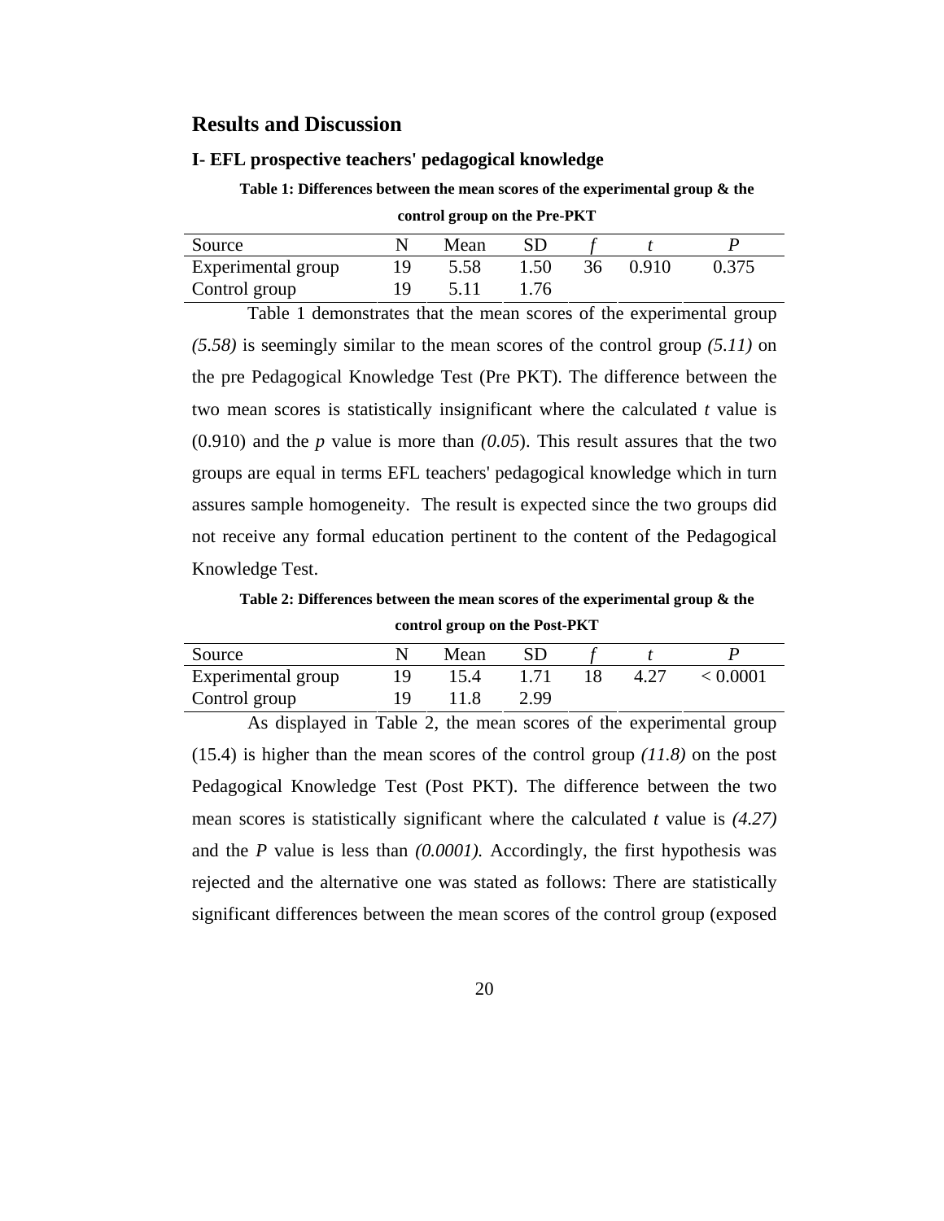## Results and Discussion

### I- EFL prospective teachers' pedagogical knowledge

**Table 1: Differences between the mean scores of the experimental group & the control group on the Pre-PKT**

| Source | N | Mean | SD | *f* | *t* | *P* |
|---|---|---|---|---|---|---|
| Experimental group | 19 | 5.58 | 1.50 | 36 | 0.910 | 0.375 |
| Control group | 19 | 5.11 | 1.76 | | | |

Table 1 demonstrates that the mean scores of the experimental group *(5.58)* is seemingly similar to the mean scores of the control group *(5.11)* on the pre Pedagogical Knowledge Test (Pre PKT). The difference between the two mean scores is statistically insignificant where the calculated *t* value is (0.910) and the *p* value is more than *(0.05)*. This result assures that the two groups are equal in terms EFL teachers' pedagogical knowledge which in turn assures sample homogeneity. The result is expected since the two groups did not receive any formal education pertinent to the content of the Pedagogical Knowledge Test.

**Table 2: Differences between the mean scores of the experimental group & the control group on the Post-PKT**

| Source | N | Mean | SD | *f* | *t* | *P* |
|---|---|---|---|---|---|---|
| Experimental group | 19 | 15.4 | 1.71 | 18 | 4.27 | < 0.0001 |
| Control group | 19 | 11.8 | 2.99 | | | |

As displayed in Table 2, the mean scores of the experimental group (15.4) is higher than the mean scores of the control group *(11.8)* on the post Pedagogical Knowledge Test (Post PKT). The difference between the two mean scores is statistically significant where the calculated *t* value is *(4.27)* and the *P* value is less than *(0.0001).* Accordingly, the first hypothesis was rejected and the alternative one was stated as follows: There are statistically significant differences between the mean scores of the control group (exposed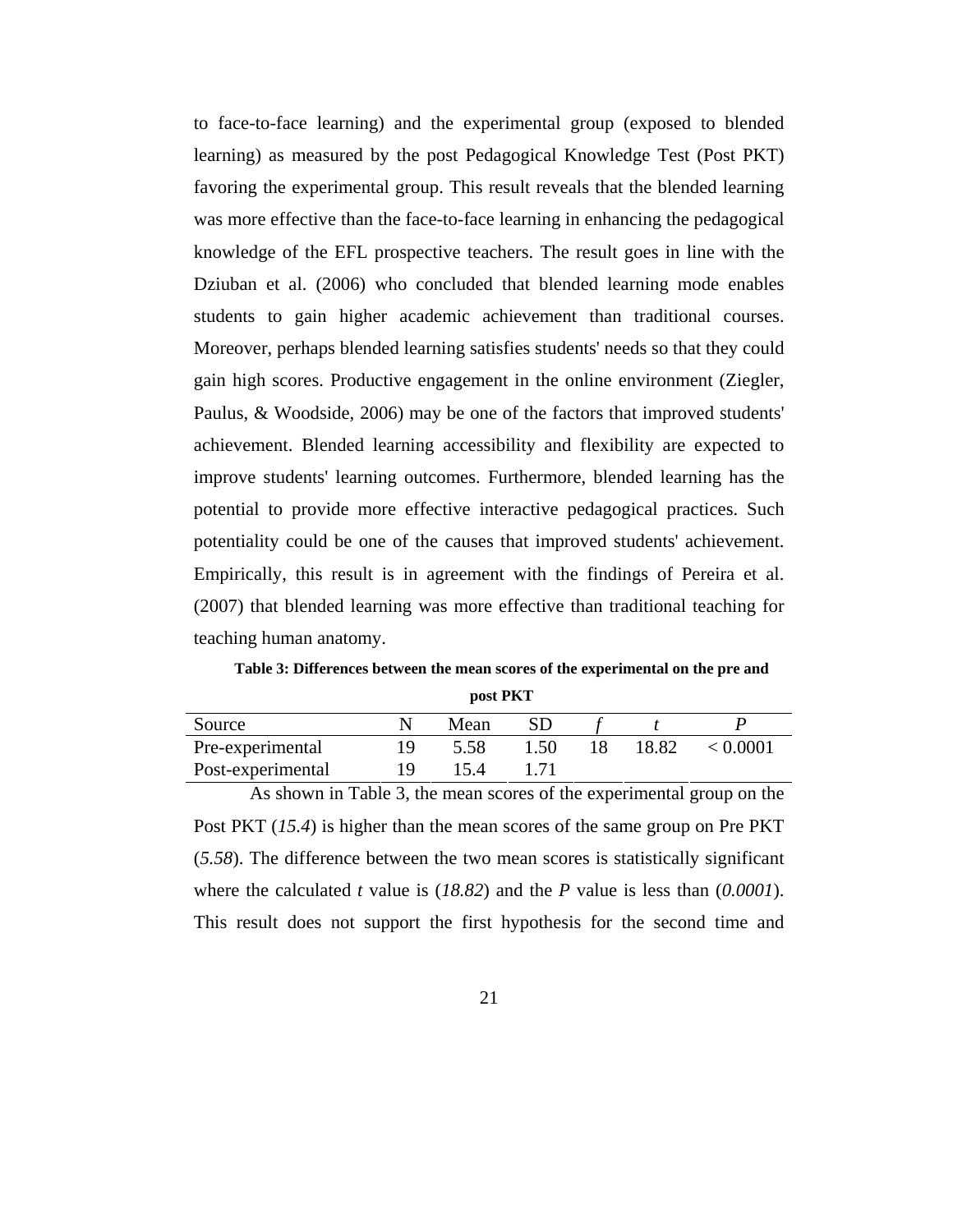to face-to-face learning) and the experimental group (exposed to blended learning) as measured by the post Pedagogical Knowledge Test (Post PKT) favoring the experimental group. This result reveals that the blended learning was more effective than the face-to-face learning in enhancing the pedagogical knowledge of the EFL prospective teachers. The result goes in line with the Dziuban et al. (2006) who concluded that blended learning mode enables students to gain higher academic achievement than traditional courses. Moreover, perhaps blended learning satisfies students' needs so that they could gain high scores. Productive engagement in the online environment (Ziegler, Paulus, & Woodside, 2006) may be one of the factors that improved students' achievement. Blended learning accessibility and flexibility are expected to improve students' learning outcomes. Furthermore, blended learning has the potential to provide more effective interactive pedagogical practices. Such potentiality could be one of the causes that improved students' achievement. Empirically, this result is in agreement with the findings of Pereira et al. (2007) that blended learning was more effective than traditional teaching for teaching human anatomy.

**Table 3: Differences between the mean scores of the experimental on the pre and post PKT**

| Source | N | Mean | SD | *f* | *t* | *P* |
|---|---|---|---|---|---|---|
| Pre-experimental | 19 | 5.58 | 1.50 | 18 | 18.82 | < 0.0001 |
| Post-experimental | 19 | 15.4 | 1.71 | | | |

As shown in Table 3, the mean scores of the experimental group on the Post PKT (*15.4*) is higher than the mean scores of the same group on Pre PKT (*5.58*). The difference between the two mean scores is statistically significant where the calculated *t* value is (*18.82*) and the *P* value is less than (*0.0001*). This result does not support the first hypothesis for the second time and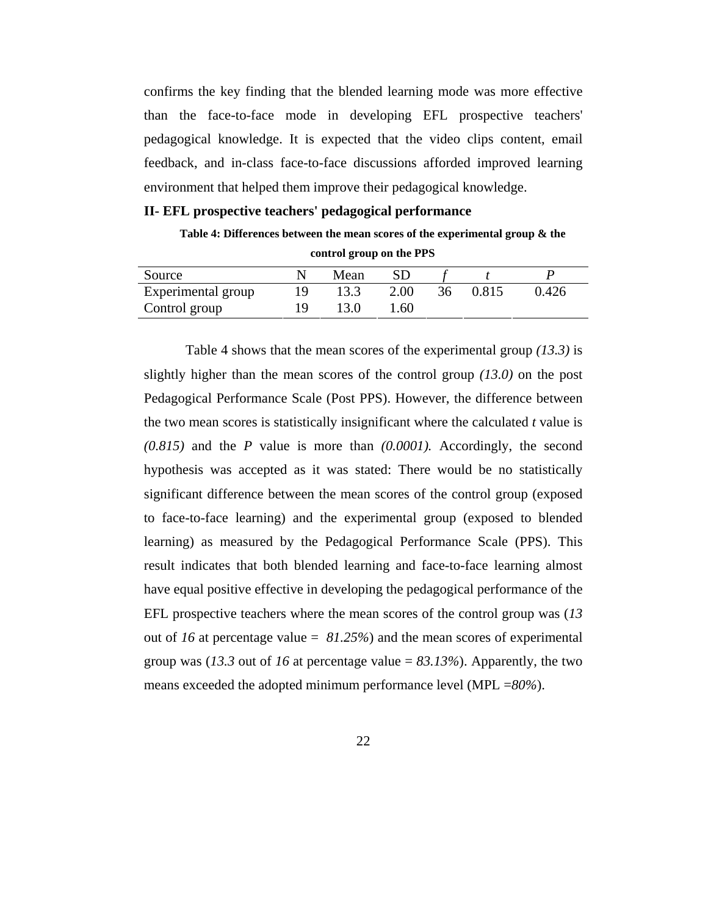confirms the key finding that the blended learning mode was more effective than the face-to-face mode in developing EFL prospective teachers' pedagogical knowledge. It is expected that the video clips content, email feedback, and in-class face-to-face discussions afforded improved learning environment that helped them improve their pedagogical knowledge.

**II- EFL prospective teachers' pedagogical performance**

**Table 4: Differences between the mean scores of the experimental group & the control group on the PPS**

| Source | N | Mean | SD | *f* | *t* | *P* |
|---|---|---|---|---|---|---|
| Experimental group | 19 | 13.3 | 2.00 | 36 | 0.815 | 0.426 |
| Control group | 19 | 13.0 | 1.60 | | | |

Table 4 shows that the mean scores of the experimental group *(13.3)* is slightly higher than the mean scores of the control group *(13.0)* on the post Pedagogical Performance Scale (Post PPS). However, the difference between the two mean scores is statistically insignificant where the calculated *t* value is *(0.815)* and the *P* value is more than *(0.0001).* Accordingly, the second hypothesis was accepted as it was stated: There would be no statistically significant difference between the mean scores of the control group (exposed to face-to-face learning) and the experimental group (exposed to blended learning) as measured by the Pedagogical Performance Scale (PPS). This result indicates that both blended learning and face-to-face learning almost have equal positive effective in developing the pedagogical performance of the EFL prospective teachers where the mean scores of the control group was (*13* out of *16* at percentage value = *81.25%*) and the mean scores of experimental group was (*13.3* out of *16* at percentage value = *83.13%*). Apparently, the two means exceeded the adopted minimum performance level (MPL =*80%*).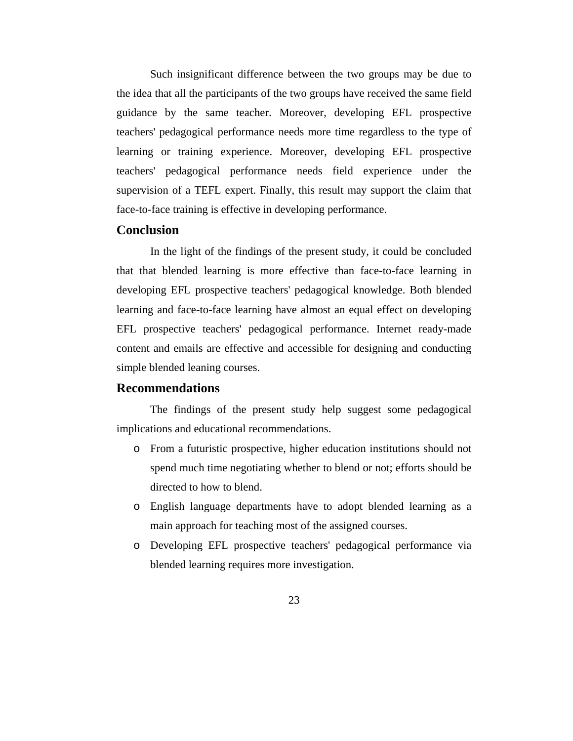Such insignificant difference between the two groups may be due to the idea that all the participants of the two groups have received the same field guidance by the same teacher. Moreover, developing EFL prospective teachers' pedagogical performance needs more time regardless to the type of learning or training experience. Moreover, developing EFL prospective teachers' pedagogical performance needs field experience under the supervision of a TEFL expert. Finally, this result may support the claim that face-to-face training is effective in developing performance.

## Conclusion

In the light of the findings of the present study, it could be concluded that that blended learning is more effective than face-to-face learning in developing EFL prospective teachers' pedagogical knowledge. Both blended learning and face-to-face learning have almost an equal effect on developing EFL prospective teachers' pedagogical performance. Internet ready-made content and emails are effective and accessible for designing and conducting simple blended leaning courses.

## Recommendations

The findings of the present study help suggest some pedagogical implications and educational recommendations.

- From a futuristic prospective, higher education institutions should not spend much time negotiating whether to blend or not; efforts should be directed to how to blend.
- English language departments have to adopt blended learning as a main approach for teaching most of the assigned courses.
- Developing EFL prospective teachers' pedagogical performance via blended learning requires more investigation.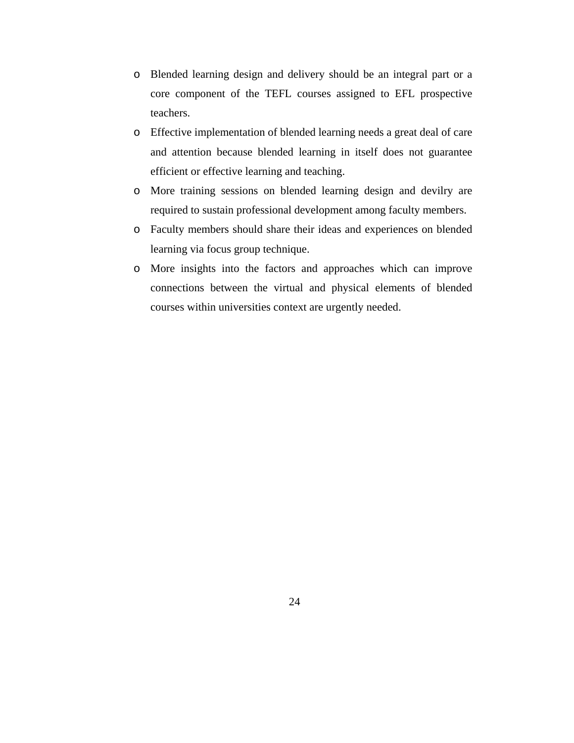- Blended learning design and delivery should be an integral part or a core component of the TEFL courses assigned to EFL prospective teachers.
- Effective implementation of blended learning needs a great deal of care and attention because blended learning in itself does not guarantee efficient or effective learning and teaching.
- More training sessions on blended learning design and devilry are required to sustain professional development among faculty members.
- Faculty members should share their ideas and experiences on blended learning via focus group technique.
- More insights into the factors and approaches which can improve connections between the virtual and physical elements of blended courses within universities context are urgently needed.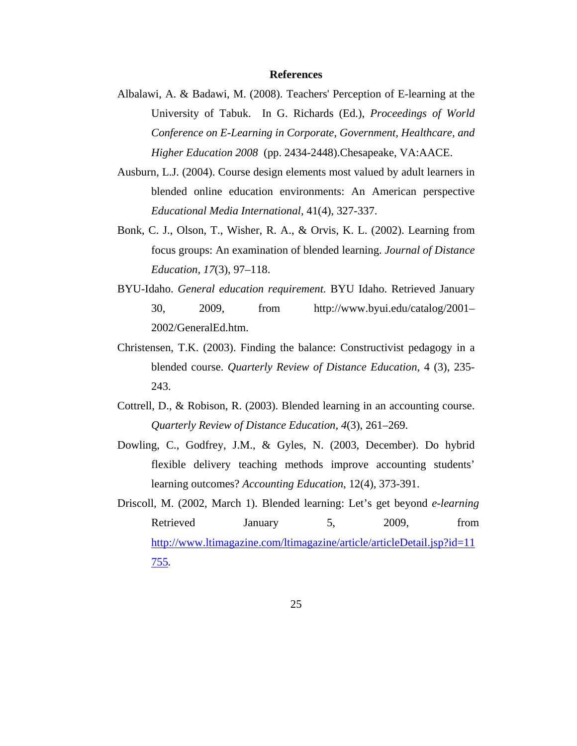## References

Albalawi, A. & Badawi, M. (2008). Teachers' Perception of E-learning at the University of Tabuk. In G. Richards (Ed.), *Proceedings of World Conference on E-Learning in Corporate, Government, Healthcare, and Higher Education 2008* (pp. 2434-2448).Chesapeake, VA:AACE.

Ausburn, L.J. (2004). Course design elements most valued by adult learners in blended online education environments: An American perspective *Educational Media International*, 41(4), 327-337.

Bonk, C. J., Olson, T., Wisher, R. A., & Orvis, K. L. (2002). Learning from focus groups: An examination of blended learning. *Journal of Distance Education, 17*(3), 97–118.

BYU-Idaho. *General education requirement.* BYU Idaho. Retrieved January 30, 2009, from http://www.byui.edu/catalog/2001–2002/GeneralEd.htm.

Christensen, T.K. (2003). Finding the balance: Constructivist pedagogy in a blended course. *Quarterly Review of Distance Education*, 4 (3), 235-243.

Cottrell, D., & Robison, R. (2003). Blended learning in an accounting course. *Quarterly Review of Distance Education, 4*(3), 261–269.

Dowling, C., Godfrey, J.M., & Gyles, N. (2003, December). Do hybrid flexible delivery teaching methods improve accounting students' learning outcomes? *Accounting Education*, 12(4), 373-391.

Driscoll, M. (2002, March 1). Blended learning: Let's get beyond *e-learning* Retrieved January 5, 2009, from [http://www.ltimagazine.com/ltimagazine/article/articleDetail.jsp?id=11755](http://www.ltimagazine.com/ltimagazine/article/articleDetail.jsp?id=11755).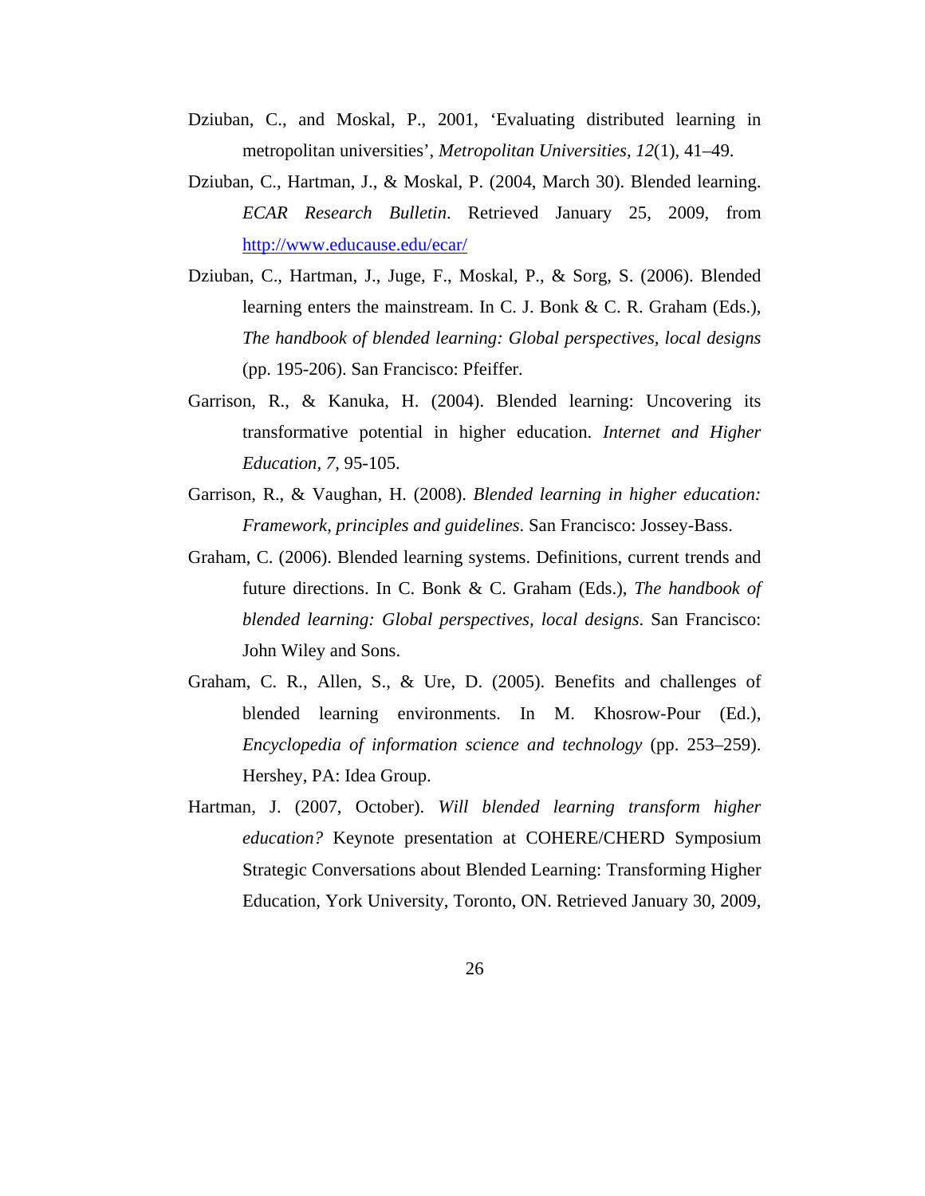Dziuban, C., and Moskal, P., 2001, 'Evaluating distributed learning in metropolitan universities', *Metropolitan Universities*, *12*(1), 41–49.

Dziuban, C., Hartman, J., & Moskal, P. (2004, March 30). Blended learning. *ECAR Research Bulletin*. Retrieved January 25, 2009, from http://www.educause.edu/ecar/

Dziuban, C., Hartman, J., Juge, F., Moskal, P., & Sorg, S. (2006). Blended learning enters the mainstream. In C. J. Bonk & C. R. Graham (Eds.), *The handbook of blended learning: Global perspectives, local designs* (pp. 195-206). San Francisco: Pfeiffer.

Garrison, R., & Kanuka, H. (2004). Blended learning: Uncovering its transformative potential in higher education. *Internet and Higher Education, 7*, 95-105.

Garrison, R., & Vaughan, H. (2008). *Blended learning in higher education: Framework, principles and guidelines*. San Francisco: Jossey-Bass.

Graham, C. (2006). Blended learning systems. Definitions, current trends and future directions. In C. Bonk & C. Graham (Eds.), *The handbook of blended learning: Global perspectives, local designs*. San Francisco: John Wiley and Sons.

Graham, C. R., Allen, S., & Ure, D. (2005). Benefits and challenges of blended learning environments. In M. Khosrow-Pour (Ed.), *Encyclopedia of information science and technology* (pp. 253–259). Hershey, PA: Idea Group.

Hartman, J. (2007, October). *Will blended learning transform higher education?* Keynote presentation at COHERE/CHERD Symposium Strategic Conversations about Blended Learning: Transforming Higher Education, York University, Toronto, ON. Retrieved January 30, 2009,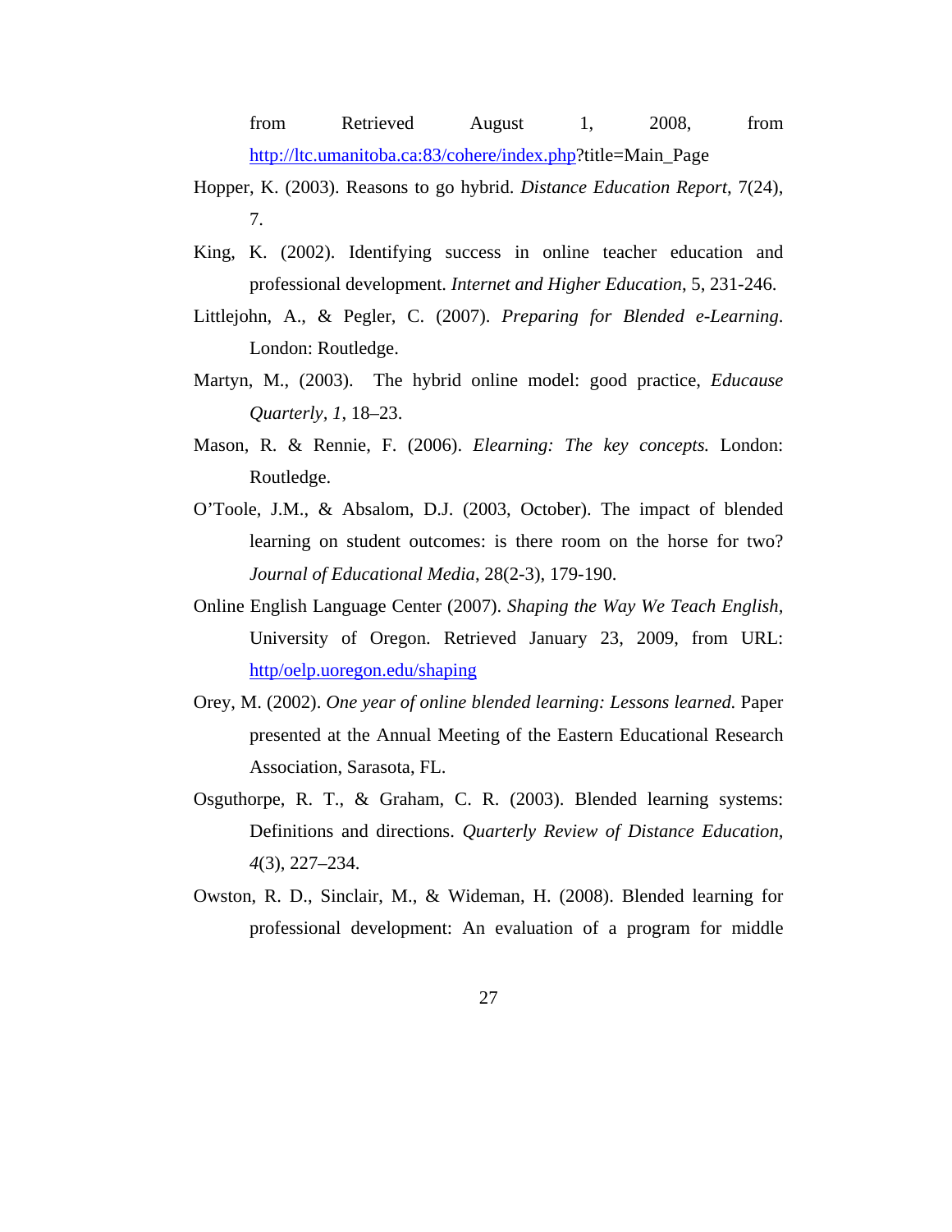from Retrieved August 1, 2008, from http://ltc.umanitoba.ca:83/cohere/index.php?title=Main_Page

Hopper, K. (2003). Reasons to go hybrid. *Distance Education Report*, 7(24), 7.

King, K. (2002). Identifying success in online teacher education and professional development. *Internet and Higher Education*, 5, 231-246.

Littlejohn, A., & Pegler, C. (2007). *Preparing for Blended e-Learning*. London: Routledge.

Martyn, M., (2003). The hybrid online model: good practice, *Educause Quarterly, 1*, 18–23.

Mason, R. & Rennie, F. (2006). *Elearning: The key concepts.* London: Routledge.

O'Toole, J.M., & Absalom, D.J. (2003, October). The impact of blended learning on student outcomes: is there room on the horse for two? *Journal of Educational Media*, 28(2-3), 179-190.

Online English Language Center (2007). *Shaping the Way We Teach English*, University of Oregon. Retrieved January 23, 2009, from URL: http/oelp.uoregon.edu/shaping

Orey, M. (2002). *One year of online blended learning: Lessons learned.* Paper presented at the Annual Meeting of the Eastern Educational Research Association, Sarasota, FL.

Osguthorpe, R. T., & Graham, C. R. (2003). Blended learning systems: Definitions and directions. *Quarterly Review of Distance Education, 4*(3), 227–234.

Owston, R. D., Sinclair, M., & Wideman, H. (2008). Blended learning for professional development: An evaluation of a program for middle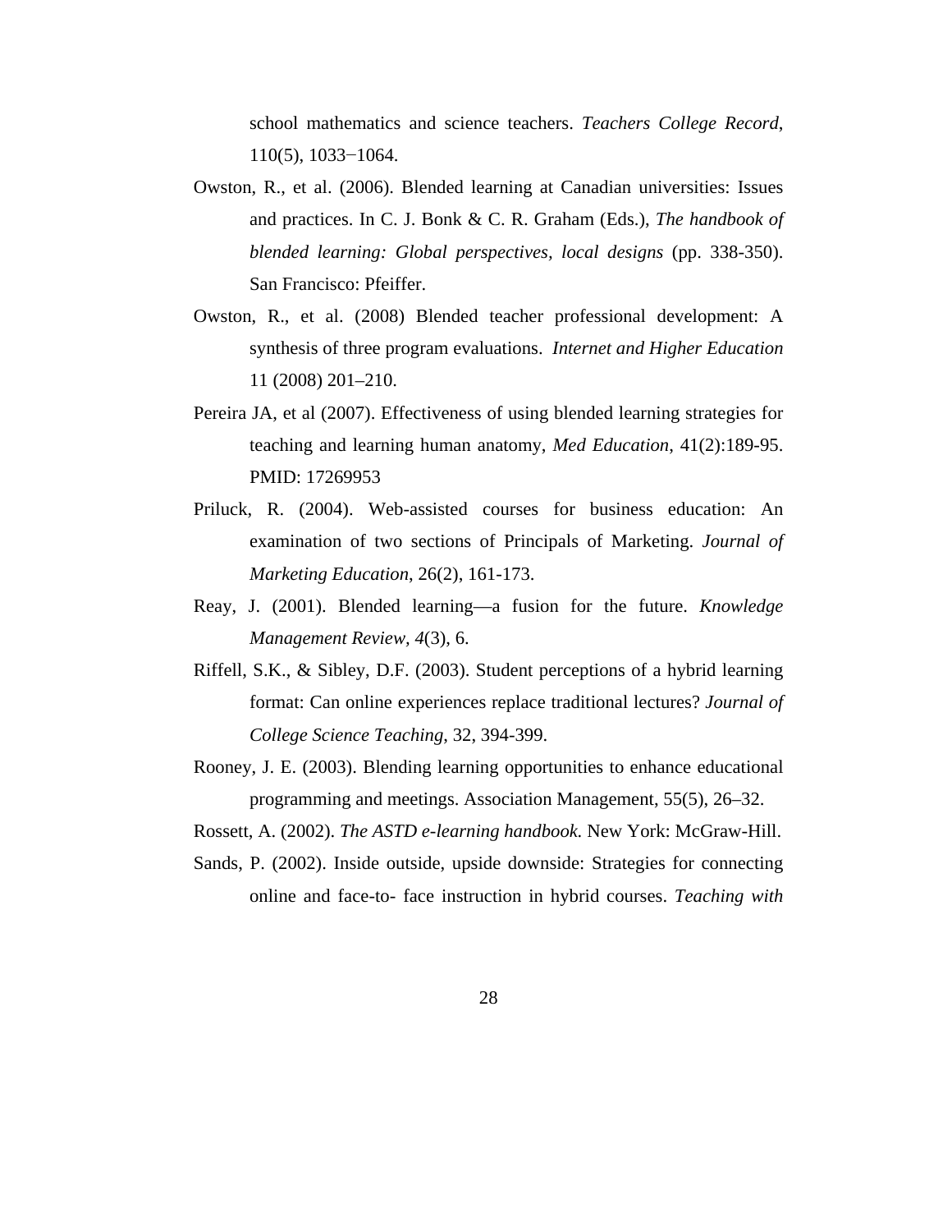school mathematics and science teachers. *Teachers College Record*, 110(5), 1033−1064.

Owston, R., et al. (2006). Blended learning at Canadian universities: Issues and practices. In C. J. Bonk & C. R. Graham (Eds.), *The handbook of blended learning: Global perspectives, local designs* (pp. 338-350). San Francisco: Pfeiffer.

Owston, R., et al. (2008) Blended teacher professional development: A synthesis of three program evaluations. *Internet and Higher Education* 11 (2008) 201–210.

Pereira JA, et al (2007). Effectiveness of using blended learning strategies for teaching and learning human anatomy, *Med Education*, 41(2):189-95. PMID: 17269953

Priluck, R. (2004). Web-assisted courses for business education: An examination of two sections of Principals of Marketing. *Journal of Marketing Education*, 26(2), 161-173.

Reay, J. (2001). Blended learning—a fusion for the future. *Knowledge Management Review, 4*(3), 6.

Riffell, S.K., & Sibley, D.F. (2003). Student perceptions of a hybrid learning format: Can online experiences replace traditional lectures? *Journal of College Science Teaching*, 32, 394-399.

Rooney, J. E. (2003). Blending learning opportunities to enhance educational programming and meetings. Association Management, 55(5), 26–32.

Rossett, A. (2002). *The ASTD e-learning handbook.* New York: McGraw-Hill.

Sands, P. (2002). Inside outside, upside downside: Strategies for connecting online and face-to- face instruction in hybrid courses. *Teaching with*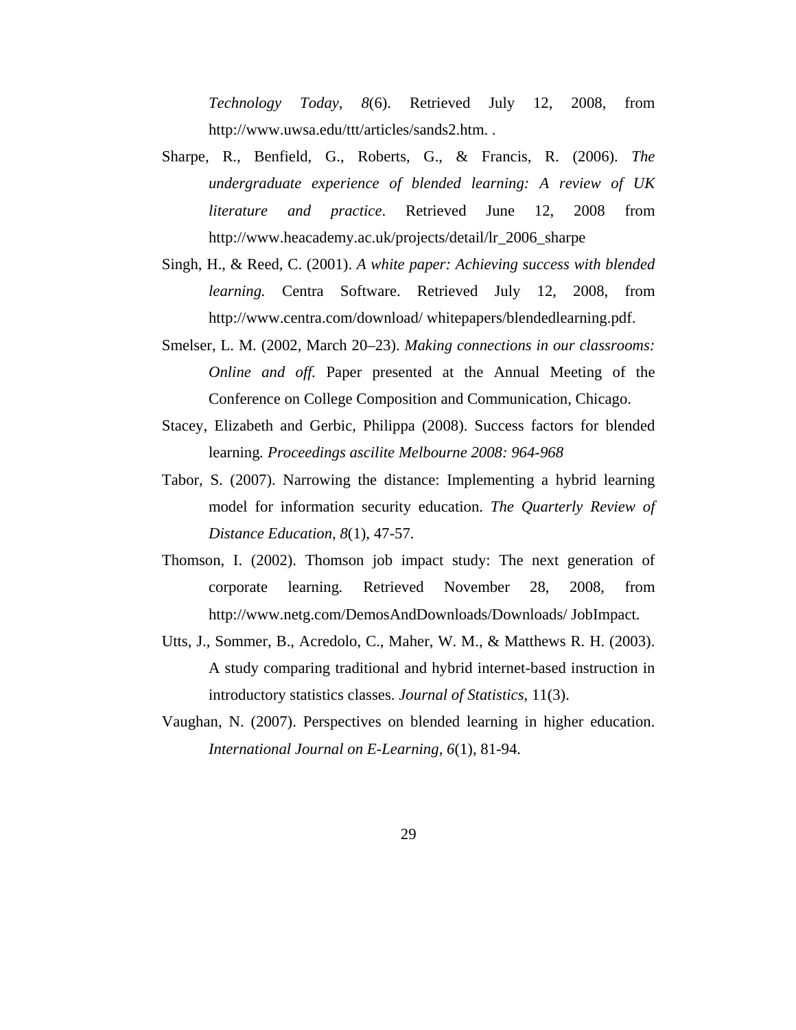*Technology Today, 8*(6). Retrieved July 12, 2008, from http://www.uwsa.edu/ttt/articles/sands2.htm. .

Sharpe, R., Benfield, G., Roberts, G., & Francis, R. (2006). *The undergraduate experience of blended learning: A review of UK literature and practice*. Retrieved June 12, 2008 from http://www.heacademy.ac.uk/projects/detail/lr_2006_sharpe

Singh, H., & Reed, C. (2001). *A white paper: Achieving success with blended learning.* Centra Software. Retrieved July 12, 2008, from http://www.centra.com/download/ whitepapers/blendedlearning.pdf.

Smelser, L. M. (2002, March 20–23). *Making connections in our classrooms: Online and off.* Paper presented at the Annual Meeting of the Conference on College Composition and Communication, Chicago.

Stacey, Elizabeth and Gerbic, Philippa (2008). Success factors for blended learning. *Proceedings ascilite Melbourne 2008: 964-968*

Tabor, S. (2007). Narrowing the distance: Implementing a hybrid learning model for information security education. *The Quarterly Review of Distance Education, 8*(1), 47-57.

Thomson, I. (2002). Thomson job impact study: The next generation of corporate learning. Retrieved November 28, 2008, from http://www.netg.com/DemosAndDownloads/Downloads/ JobImpact.

Utts, J., Sommer, B., Acredolo, C., Maher, W. M., & Matthews R. H. (2003). A study comparing traditional and hybrid internet-based instruction in introductory statistics classes. *Journal of Statistics*, 11(3).

Vaughan, N. (2007). Perspectives on blended learning in higher education. *International Journal on E-Learning, 6*(1), 81-94.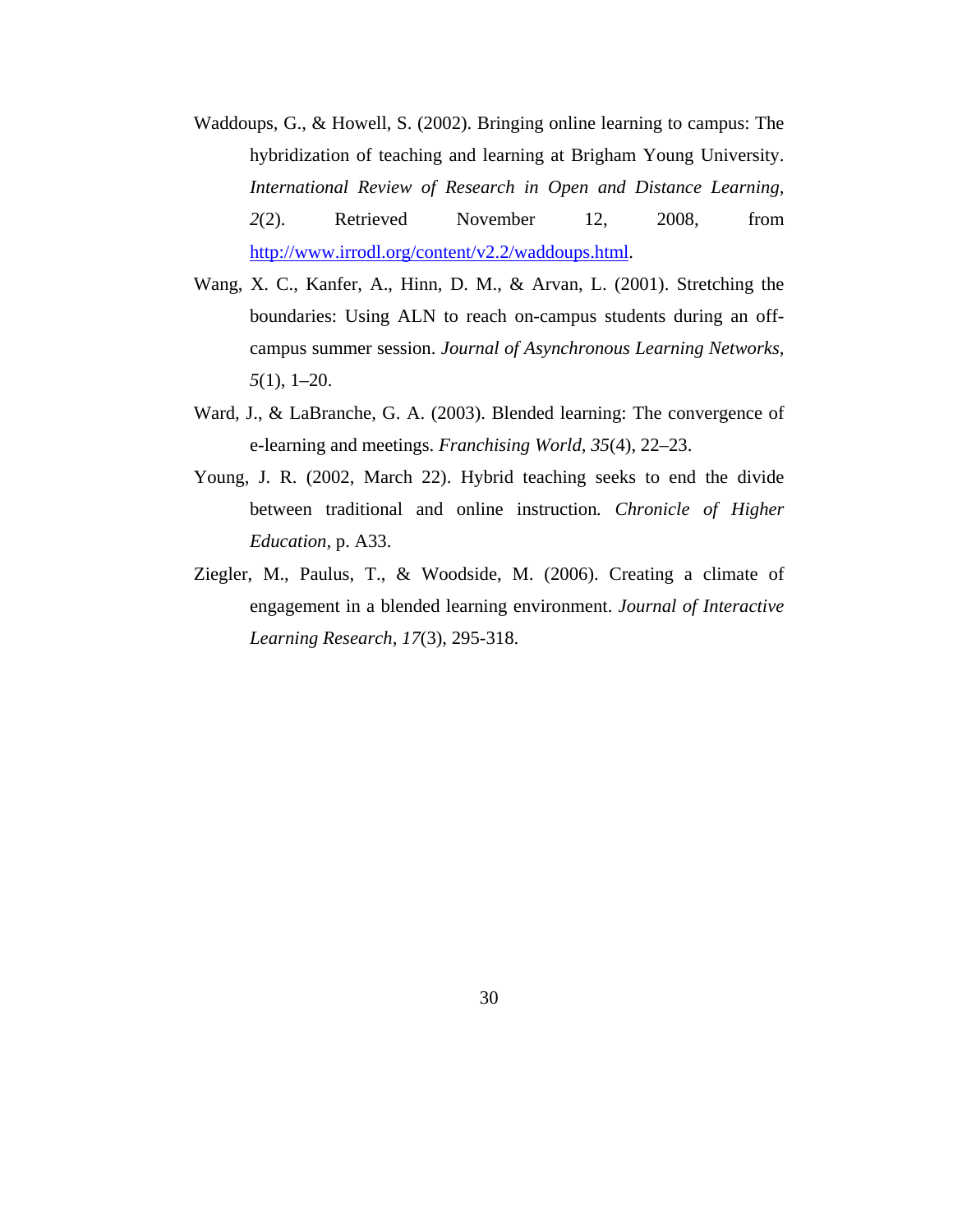Waddoups, G., & Howell, S. (2002). Bringing online learning to campus: The hybridization of teaching and learning at Brigham Young University. *International Review of Research in Open and Distance Learning, 2*(2). Retrieved November 12, 2008, from http://www.irrodl.org/content/v2.2/waddoups.html.

Wang, X. C., Kanfer, A., Hinn, D. M., & Arvan, L. (2001). Stretching the boundaries: Using ALN to reach on-campus students during an off-campus summer session. *Journal of Asynchronous Learning Networks, 5*(1), 1–20.

Ward, J., & LaBranche, G. A. (2003). Blended learning: The convergence of e-learning and meetings. *Franchising World, 35*(4), 22–23.

Young, J. R. (2002, March 22). Hybrid teaching seeks to end the divide between traditional and online instruction*.* *Chronicle of Higher Education,* p. A33.

Ziegler, M., Paulus, T., & Woodside, M. (2006). Creating a climate of engagement in a blended learning environment. *Journal of Interactive Learning Research, 17*(3), 295-318.